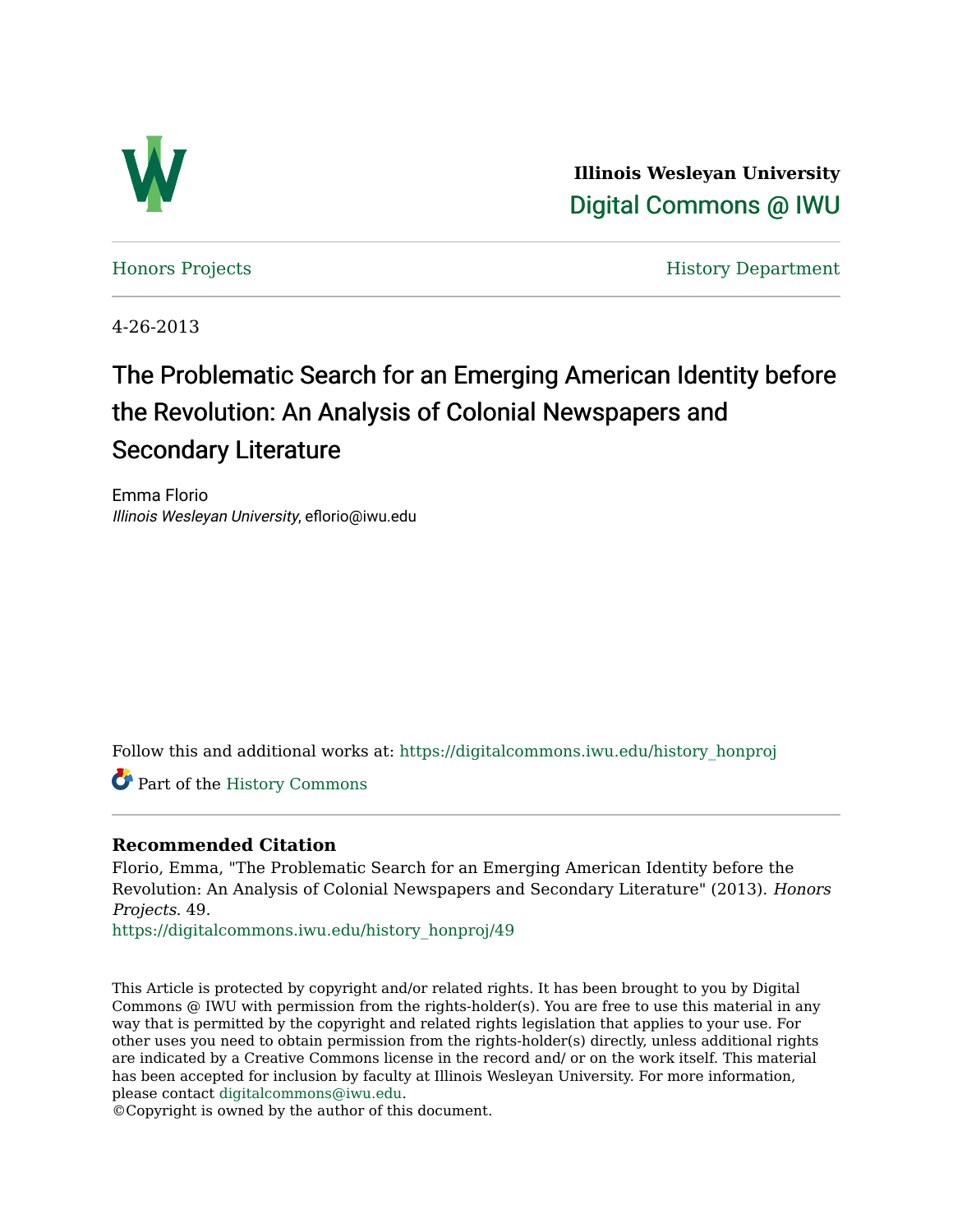**Illinois Wesleyan University**

Digital Commons @ IWU

Honors Projects | History Department

4-26-2013

# The Problematic Search for an Emerging American Identity before the Revolution: An Analysis of Colonial Newspapers and Secondary Literature

Emma Florio
*Illinois Wesleyan University*, eflorio@iwu.edu

Follow this and additional works at: https://digitalcommons.iwu.edu/history_honproj

Part of the History Commons

### Recommended Citation

Florio, Emma, "The Problematic Search for an Emerging American Identity before the Revolution: An Analysis of Colonial Newspapers and Secondary Literature" (2013). *Honors Projects*. 49.
https://digitalcommons.iwu.edu/history_honproj/49

This Article is protected by copyright and/or related rights. It has been brought to you by Digital Commons @ IWU with permission from the rights-holder(s). You are free to use this material in any way that is permitted by the copyright and related rights legislation that applies to your use. For other uses you need to obtain permission from the rights-holder(s) directly, unless additional rights are indicated by a Creative Commons license in the record and/ or on the work itself. This material has been accepted for inclusion by faculty at Illinois Wesleyan University. For more information, please contact digitalcommons@iwu.edu.
©Copyright is owned by the author of this document.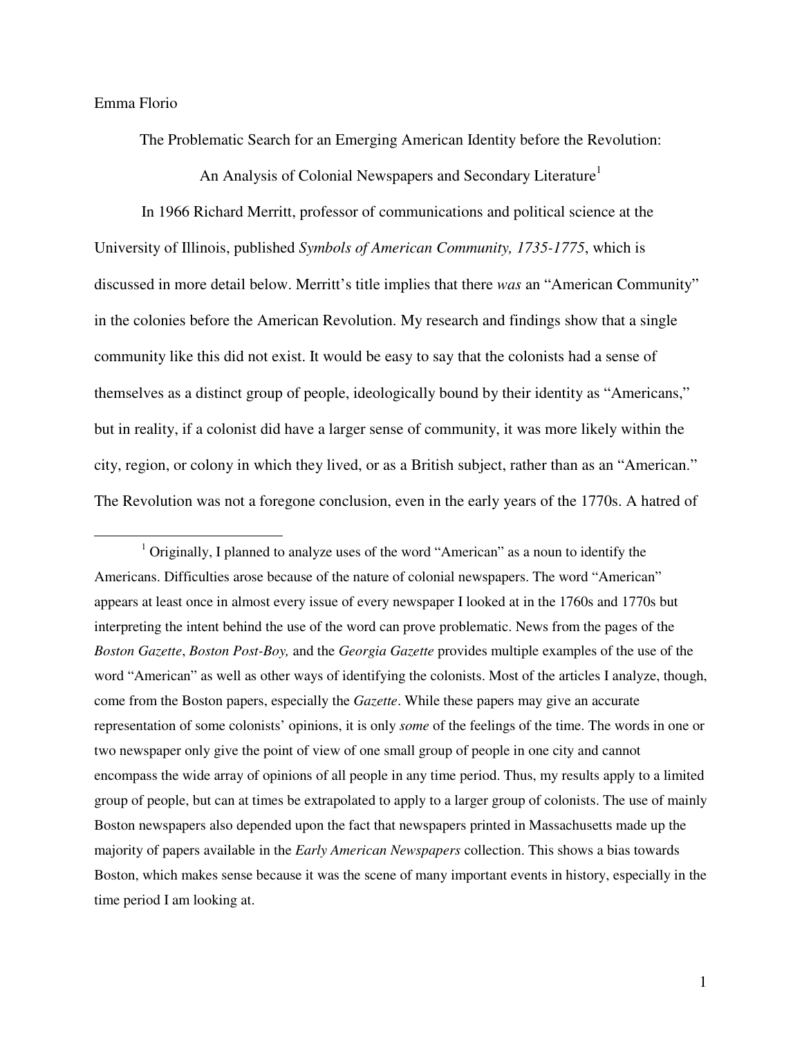Emma Florio

The Problematic Search for an Emerging American Identity before the Revolution:

An Analysis of Colonial Newspapers and Secondary Literature[1]

In 1966 Richard Merritt, professor of communications and political science at the University of Illinois, published *Symbols of American Community, 1735-1775*, which is discussed in more detail below. Merritt's title implies that there *was* an "American Community" in the colonies before the American Revolution. My research and findings show that a single community like this did not exist. It would be easy to say that the colonists had a sense of themselves as a distinct group of people, ideologically bound by their identity as "Americans," but in reality, if a colonist did have a larger sense of community, it was more likely within the city, region, or colony in which they lived, or as a British subject, rather than as an "American." The Revolution was not a foregone conclusion, even in the early years of the 1770s. A hatred of

[1] Originally, I planned to analyze uses of the word "American" as a noun to identify the Americans. Difficulties arose because of the nature of colonial newspapers. The word "American" appears at least once in almost every issue of every newspaper I looked at in the 1760s and 1770s but interpreting the intent behind the use of the word can prove problematic. News from the pages of the *Boston Gazette*, *Boston Post-Boy,* and the *Georgia Gazette* provides multiple examples of the use of the word "American" as well as other ways of identifying the colonists. Most of the articles I analyze, though, come from the Boston papers, especially the *Gazette*. While these papers may give an accurate representation of some colonists' opinions, it is only *some* of the feelings of the time. The words in one or two newspaper only give the point of view of one small group of people in one city and cannot encompass the wide array of opinions of all people in any time period. Thus, my results apply to a limited group of people, but can at times be extrapolated to apply to a larger group of colonists. The use of mainly Boston newspapers also depended upon the fact that newspapers printed in Massachusetts made up the majority of papers available in the *Early American Newspapers* collection. This shows a bias towards Boston, which makes sense because it was the scene of many important events in history, especially in the time period I am looking at.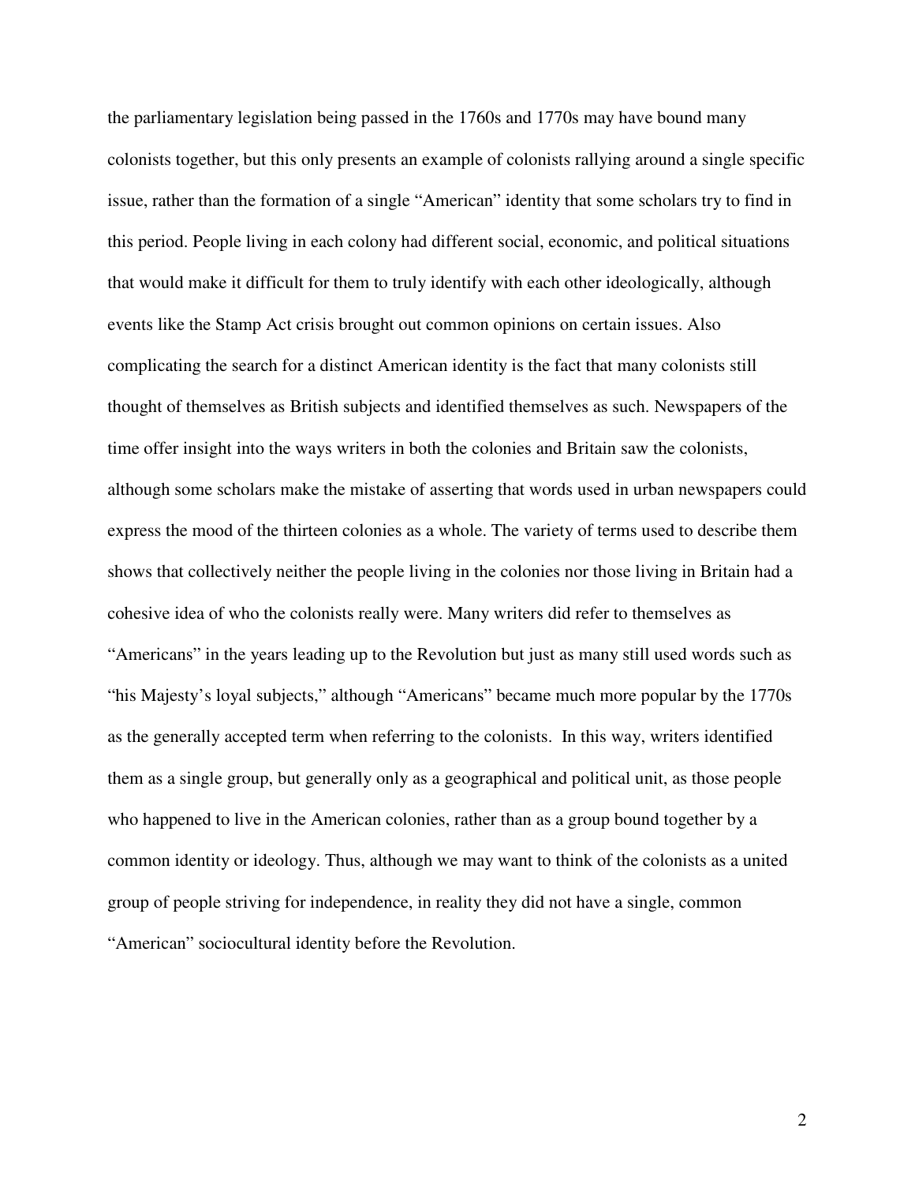the parliamentary legislation being passed in the 1760s and 1770s may have bound many colonists together, but this only presents an example of colonists rallying around a single specific issue, rather than the formation of a single "American" identity that some scholars try to find in this period. People living in each colony had different social, economic, and political situations that would make it difficult for them to truly identify with each other ideologically, although events like the Stamp Act crisis brought out common opinions on certain issues. Also complicating the search for a distinct American identity is the fact that many colonists still thought of themselves as British subjects and identified themselves as such. Newspapers of the time offer insight into the ways writers in both the colonies and Britain saw the colonists, although some scholars make the mistake of asserting that words used in urban newspapers could express the mood of the thirteen colonies as a whole. The variety of terms used to describe them shows that collectively neither the people living in the colonies nor those living in Britain had a cohesive idea of who the colonists really were. Many writers did refer to themselves as "Americans" in the years leading up to the Revolution but just as many still used words such as "his Majesty's loyal subjects," although "Americans" became much more popular by the 1770s as the generally accepted term when referring to the colonists. In this way, writers identified them as a single group, but generally only as a geographical and political unit, as those people who happened to live in the American colonies, rather than as a group bound together by a common identity or ideology. Thus, although we may want to think of the colonists as a united group of people striving for independence, in reality they did not have a single, common "American" sociocultural identity before the Revolution.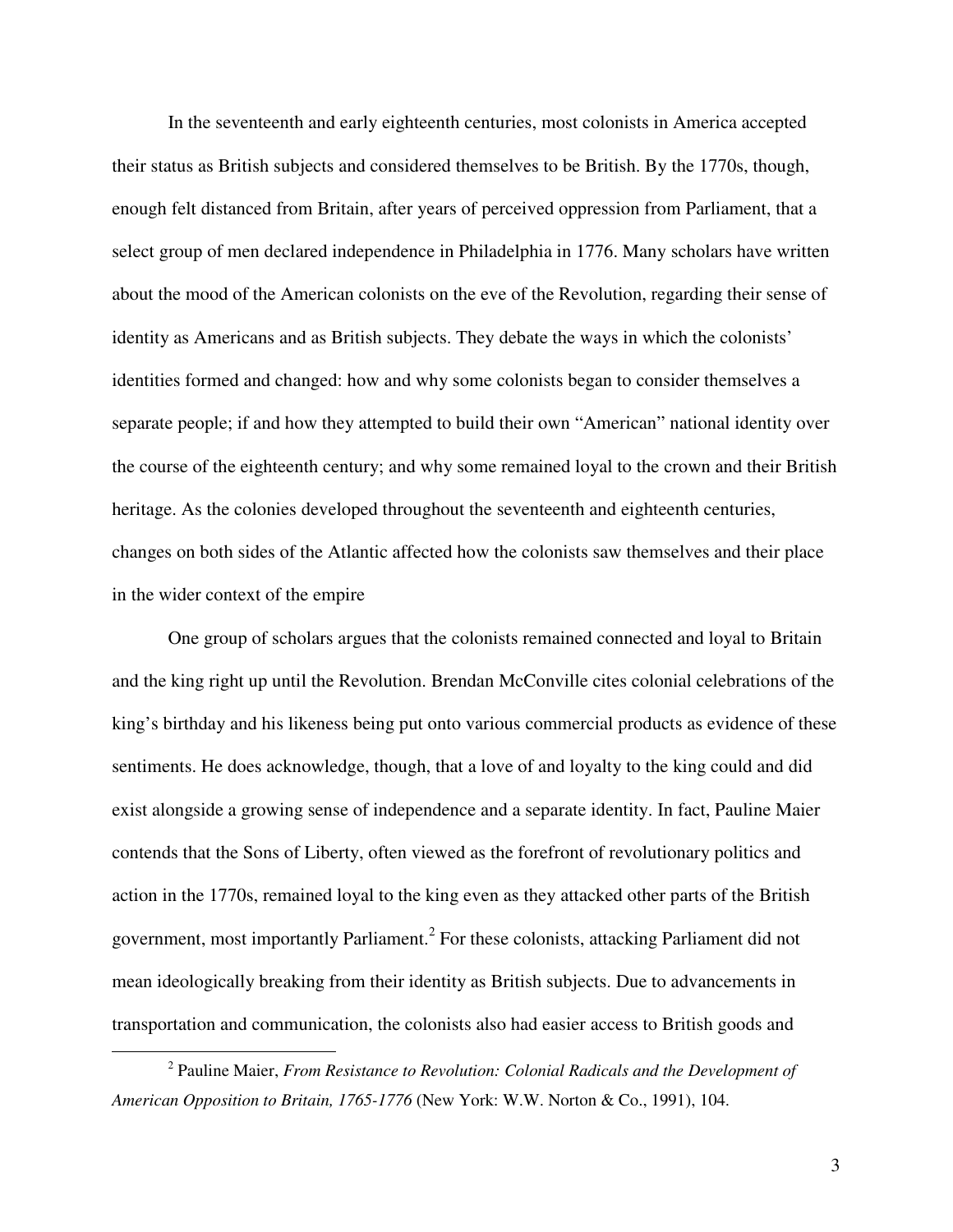In the seventeenth and early eighteenth centuries, most colonists in America accepted their status as British subjects and considered themselves to be British. By the 1770s, though, enough felt distanced from Britain, after years of perceived oppression from Parliament, that a select group of men declared independence in Philadelphia in 1776. Many scholars have written about the mood of the American colonists on the eve of the Revolution, regarding their sense of identity as Americans and as British subjects. They debate the ways in which the colonists' identities formed and changed: how and why some colonists began to consider themselves a separate people; if and how they attempted to build their own "American" national identity over the course of the eighteenth century; and why some remained loyal to the crown and their British heritage. As the colonies developed throughout the seventeenth and eighteenth centuries, changes on both sides of the Atlantic affected how the colonists saw themselves and their place in the wider context of the empire

One group of scholars argues that the colonists remained connected and loyal to Britain and the king right up until the Revolution. Brendan McConville cites colonial celebrations of the king's birthday and his likeness being put onto various commercial products as evidence of these sentiments. He does acknowledge, though, that a love of and loyalty to the king could and did exist alongside a growing sense of independence and a separate identity. In fact, Pauline Maier contends that the Sons of Liberty, often viewed as the forefront of revolutionary politics and action in the 1770s, remained loyal to the king even as they attacked other parts of the British government, most importantly Parliament.[2] For these colonists, attacking Parliament did not mean ideologically breaking from their identity as British subjects. Due to advancements in transportation and communication, the colonists also had easier access to British goods and

[2] Pauline Maier, *From Resistance to Revolution: Colonial Radicals and the Development of American Opposition to Britain, 1765-1776* (New York: W.W. Norton & Co., 1991), 104.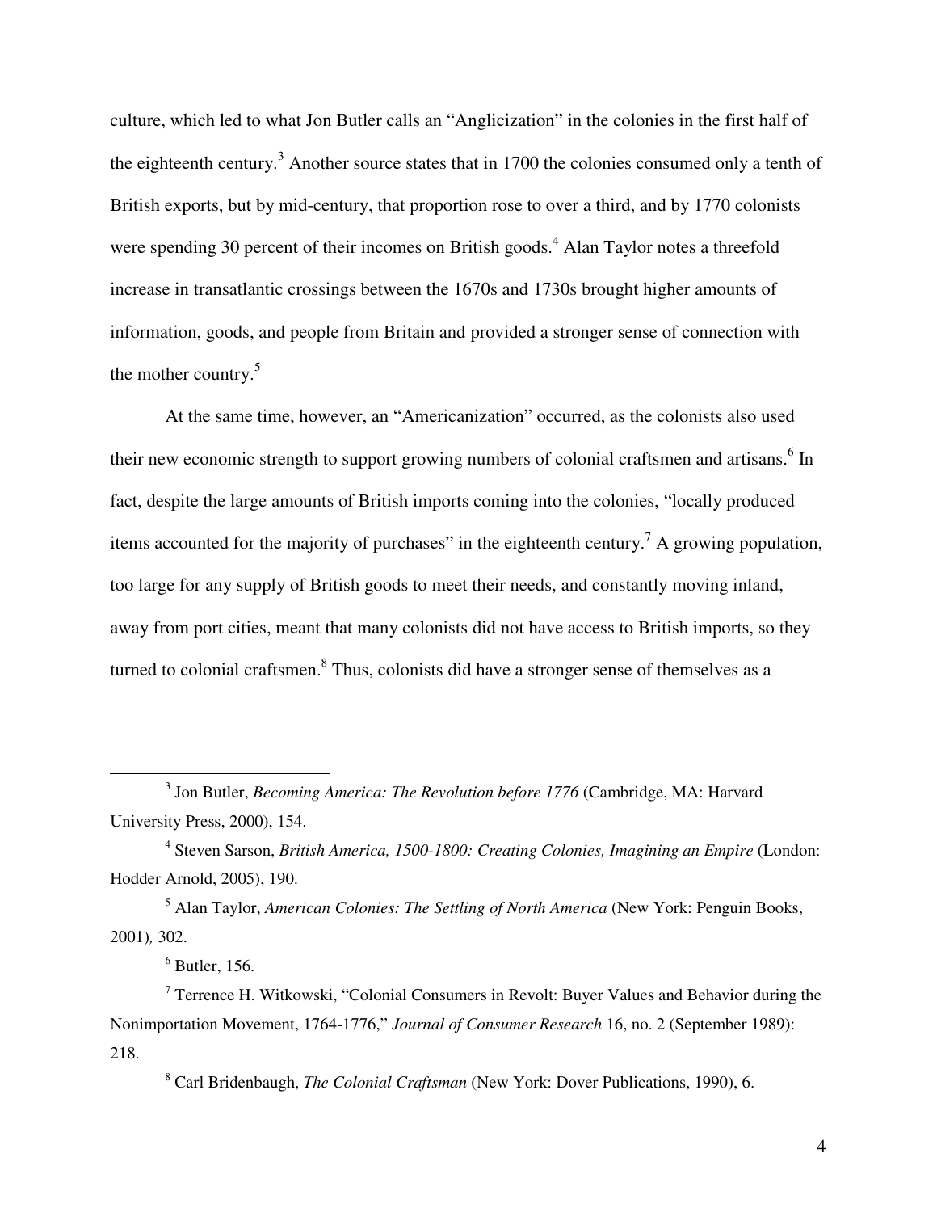culture, which led to what Jon Butler calls an "Anglicization" in the colonies in the first half of the eighteenth century.[3] Another source states that in 1700 the colonies consumed only a tenth of British exports, but by mid-century, that proportion rose to over a third, and by 1770 colonists were spending 30 percent of their incomes on British goods.[4] Alan Taylor notes a threefold increase in transatlantic crossings between the 1670s and 1730s brought higher amounts of information, goods, and people from Britain and provided a stronger sense of connection with the mother country.[5]

At the same time, however, an "Americanization" occurred, as the colonists also used their new economic strength to support growing numbers of colonial craftsmen and artisans.[6] In fact, despite the large amounts of British imports coming into the colonies, "locally produced items accounted for the majority of purchases" in the eighteenth century.[7] A growing population, too large for any supply of British goods to meet their needs, and constantly moving inland, away from port cities, meant that many colonists did not have access to British imports, so they turned to colonial craftsmen.[8] Thus, colonists did have a stronger sense of themselves as a

---

[3] Jon Butler, *Becoming America: The Revolution before 1776* (Cambridge, MA: Harvard University Press, 2000), 154.

[4] Steven Sarson, *British America, 1500-1800: Creating Colonies, Imagining an Empire* (London: Hodder Arnold, 2005), 190.

[5] Alan Taylor, *American Colonies: The Settling of North America* (New York: Penguin Books, 2001), 302.

[6] Butler, 156.

[7] Terrence H. Witkowski, "Colonial Consumers in Revolt: Buyer Values and Behavior during the Nonimportation Movement, 1764-1776," *Journal of Consumer Research* 16, no. 2 (September 1989): 218.

[8] Carl Bridenbaugh, *The Colonial Craftsman* (New York: Dover Publications, 1990), 6.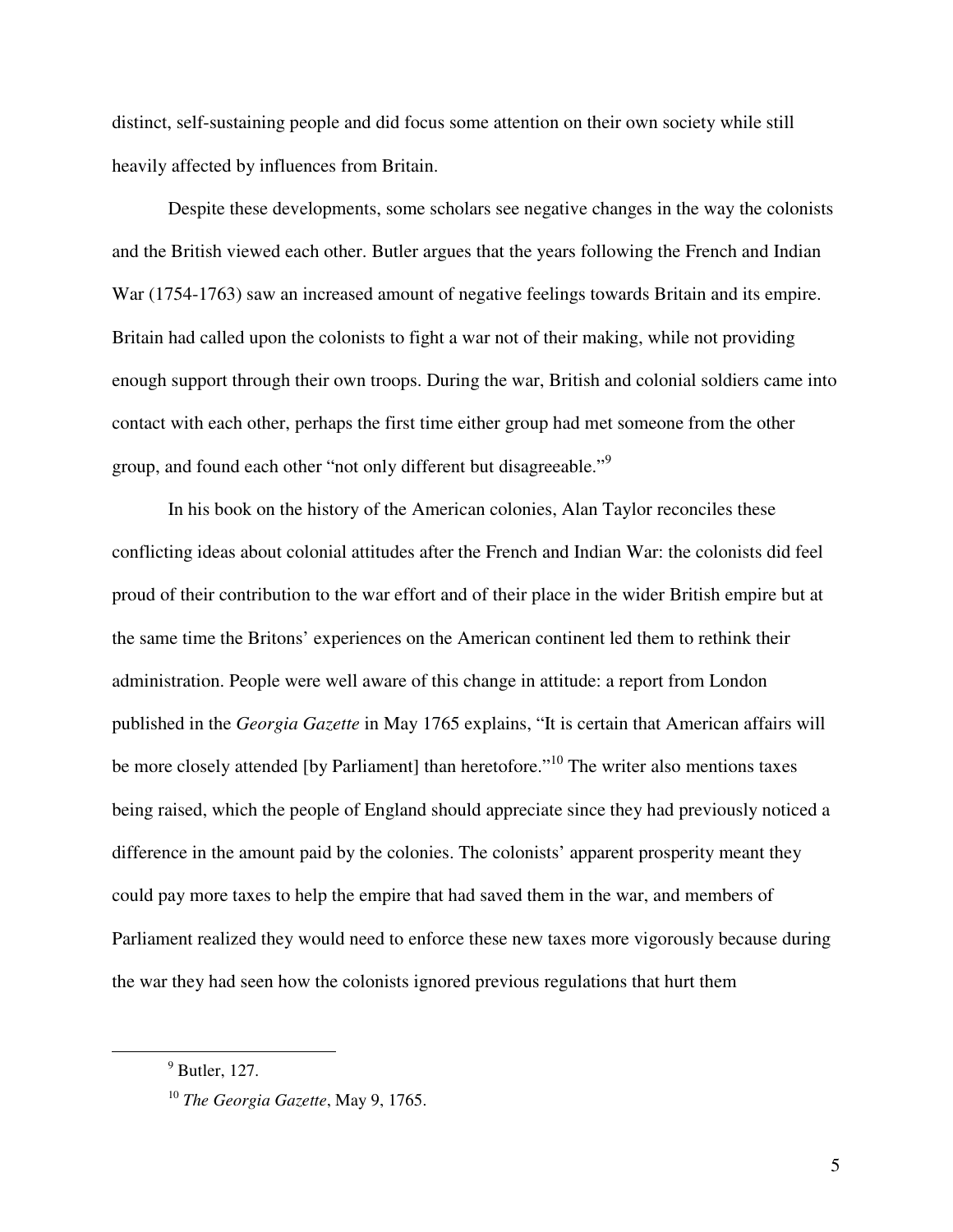distinct, self-sustaining people and did focus some attention on their own society while still heavily affected by influences from Britain.

Despite these developments, some scholars see negative changes in the way the colonists and the British viewed each other. Butler argues that the years following the French and Indian War (1754-1763) saw an increased amount of negative feelings towards Britain and its empire. Britain had called upon the colonists to fight a war not of their making, while not providing enough support through their own troops. During the war, British and colonial soldiers came into contact with each other, perhaps the first time either group had met someone from the other group, and found each other "not only different but disagreeable."[9]

In his book on the history of the American colonies, Alan Taylor reconciles these conflicting ideas about colonial attitudes after the French and Indian War: the colonists did feel proud of their contribution to the war effort and of their place in the wider British empire but at the same time the Britons' experiences on the American continent led them to rethink their administration. People were well aware of this change in attitude: a report from London published in the *Georgia Gazette* in May 1765 explains, "It is certain that American affairs will be more closely attended [by Parliament] than heretofore."[10] The writer also mentions taxes being raised, which the people of England should appreciate since they had previously noticed a difference in the amount paid by the colonies. The colonists' apparent prosperity meant they could pay more taxes to help the empire that had saved them in the war, and members of Parliament realized they would need to enforce these new taxes more vigorously because during the war they had seen how the colonists ignored previous regulations that hurt them

---

[9] Butler, 127.

[10] *The Georgia Gazette*, May 9, 1765.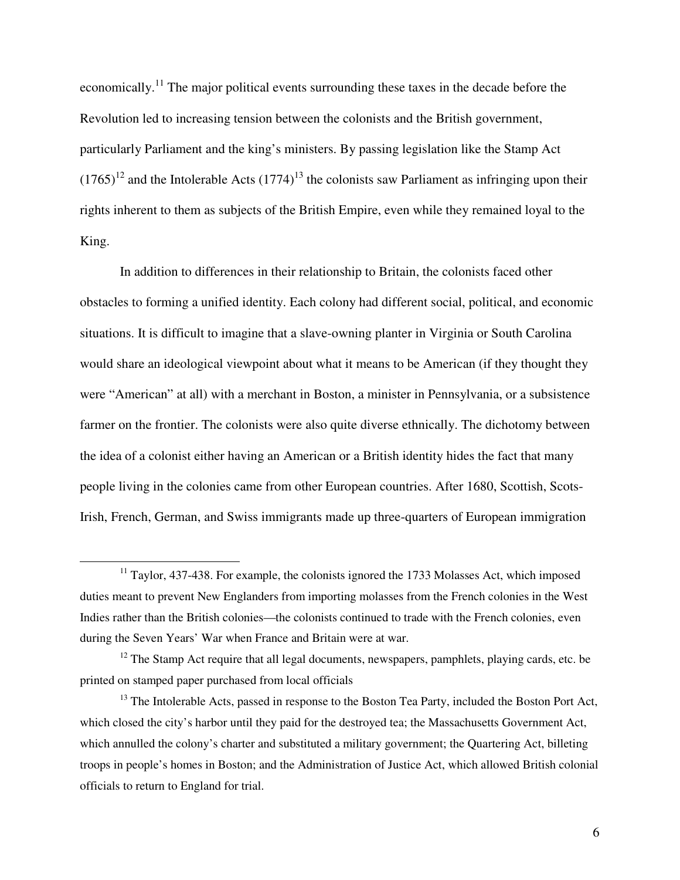economically.[11] The major political events surrounding these taxes in the decade before the Revolution led to increasing tension between the colonists and the British government, particularly Parliament and the king's ministers. By passing legislation like the Stamp Act (1765)[12] and the Intolerable Acts (1774)[13] the colonists saw Parliament as infringing upon their rights inherent to them as subjects of the British Empire, even while they remained loyal to the King.

In addition to differences in their relationship to Britain, the colonists faced other obstacles to forming a unified identity. Each colony had different social, political, and economic situations. It is difficult to imagine that a slave-owning planter in Virginia or South Carolina would share an ideological viewpoint about what it means to be American (if they thought they were "American" at all) with a merchant in Boston, a minister in Pennsylvania, or a subsistence farmer on the frontier. The colonists were also quite diverse ethnically. The dichotomy between the idea of a colonist either having an American or a British identity hides the fact that many people living in the colonies came from other European countries. After 1680, Scottish, Scots-Irish, French, German, and Swiss immigrants made up three-quarters of European immigration

---

[11] Taylor, 437-438. For example, the colonists ignored the 1733 Molasses Act, which imposed duties meant to prevent New Englanders from importing molasses from the French colonies in the West Indies rather than the British colonies—the colonists continued to trade with the French colonies, even during the Seven Years' War when France and Britain were at war.

[12] The Stamp Act require that all legal documents, newspapers, pamphlets, playing cards, etc. be printed on stamped paper purchased from local officials

[13] The Intolerable Acts, passed in response to the Boston Tea Party, included the Boston Port Act, which closed the city's harbor until they paid for the destroyed tea; the Massachusetts Government Act, which annulled the colony's charter and substituted a military government; the Quartering Act, billeting troops in people's homes in Boston; and the Administration of Justice Act, which allowed British colonial officials to return to England for trial.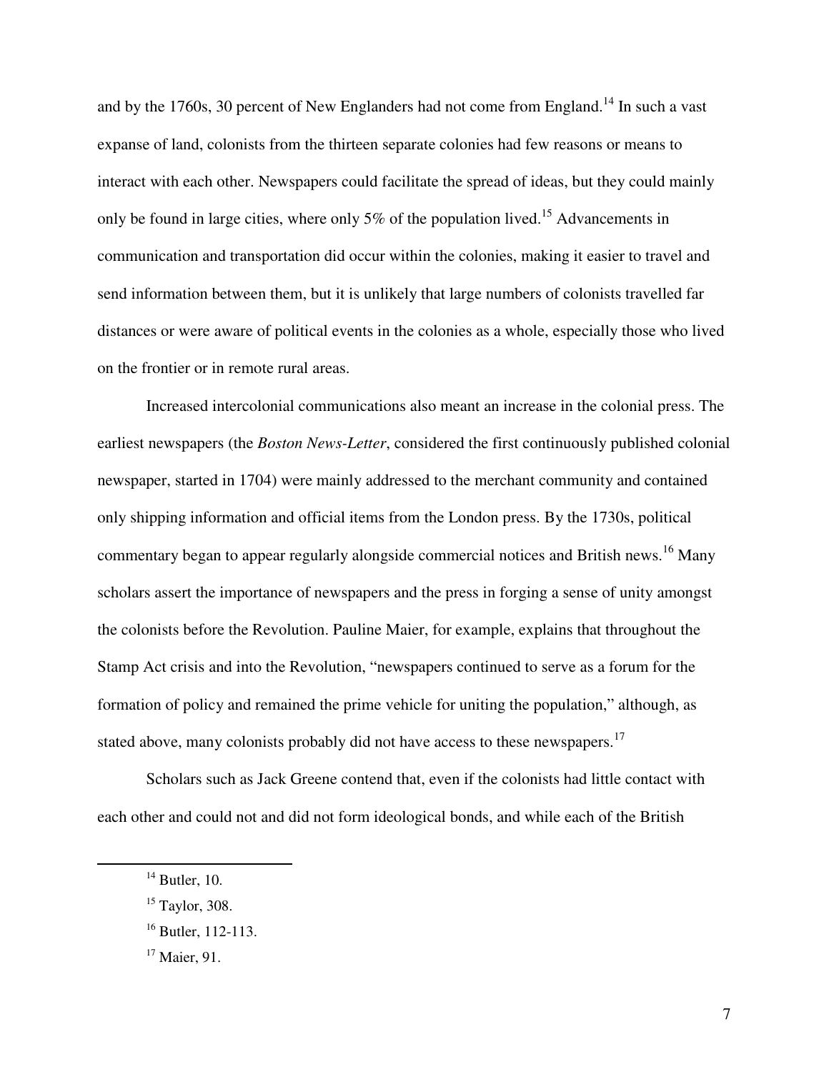and by the 1760s, 30 percent of New Englanders had not come from England.[14] In such a vast expanse of land, colonists from the thirteen separate colonies had few reasons or means to interact with each other. Newspapers could facilitate the spread of ideas, but they could mainly only be found in large cities, where only 5% of the population lived.[15] Advancements in communication and transportation did occur within the colonies, making it easier to travel and send information between them, but it is unlikely that large numbers of colonists travelled far distances or were aware of political events in the colonies as a whole, especially those who lived on the frontier or in remote rural areas.

Increased intercolonial communications also meant an increase in the colonial press. The earliest newspapers (the *Boston News-Letter*, considered the first continuously published colonial newspaper, started in 1704) were mainly addressed to the merchant community and contained only shipping information and official items from the London press. By the 1730s, political commentary began to appear regularly alongside commercial notices and British news.[16] Many scholars assert the importance of newspapers and the press in forging a sense of unity amongst the colonists before the Revolution. Pauline Maier, for example, explains that throughout the Stamp Act crisis and into the Revolution, "newspapers continued to serve as a forum for the formation of policy and remained the prime vehicle for uniting the population," although, as stated above, many colonists probably did not have access to these newspapers.[17]

Scholars such as Jack Greene contend that, even if the colonists had little contact with each other and could not and did not form ideological bonds, and while each of the British

---

[14] Butler, 10.

[15] Taylor, 308.

[16] Butler, 112-113.

[17] Maier, 91.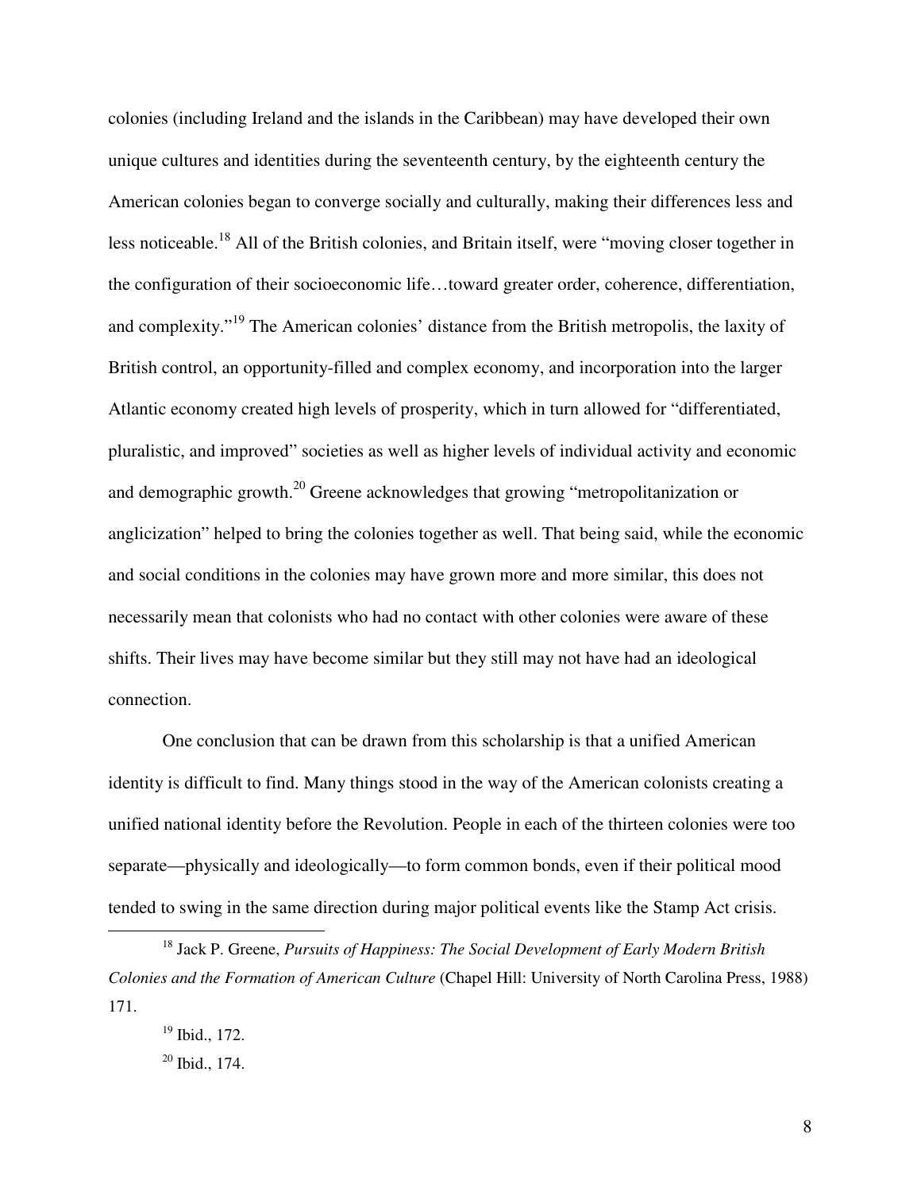colonies (including Ireland and the islands in the Caribbean) may have developed their own unique cultures and identities during the seventeenth century, by the eighteenth century the American colonies began to converge socially and culturally, making their differences less and less noticeable.[18] All of the British colonies, and Britain itself, were "moving closer together in the configuration of their socioeconomic life…toward greater order, coherence, differentiation, and complexity."[19] The American colonies' distance from the British metropolis, the laxity of British control, an opportunity-filled and complex economy, and incorporation into the larger Atlantic economy created high levels of prosperity, which in turn allowed for "differentiated, pluralistic, and improved" societies as well as higher levels of individual activity and economic and demographic growth.[20] Greene acknowledges that growing "metropolitanization or anglicization" helped to bring the colonies together as well. That being said, while the economic and social conditions in the colonies may have grown more and more similar, this does not necessarily mean that colonists who had no contact with other colonies were aware of these shifts. Their lives may have become similar but they still may not have had an ideological connection.

One conclusion that can be drawn from this scholarship is that a unified American identity is difficult to find. Many things stood in the way of the American colonists creating a unified national identity before the Revolution. People in each of the thirteen colonies were too separate—physically and ideologically—to form common bonds, even if their political mood tended to swing in the same direction during major political events like the Stamp Act crisis.

[18] Jack P. Greene, *Pursuits of Happiness: The Social Development of Early Modern British Colonies and the Formation of American Culture* (Chapel Hill: University of North Carolina Press, 1988) 171.

[19] Ibid., 172.

[20] Ibid., 174.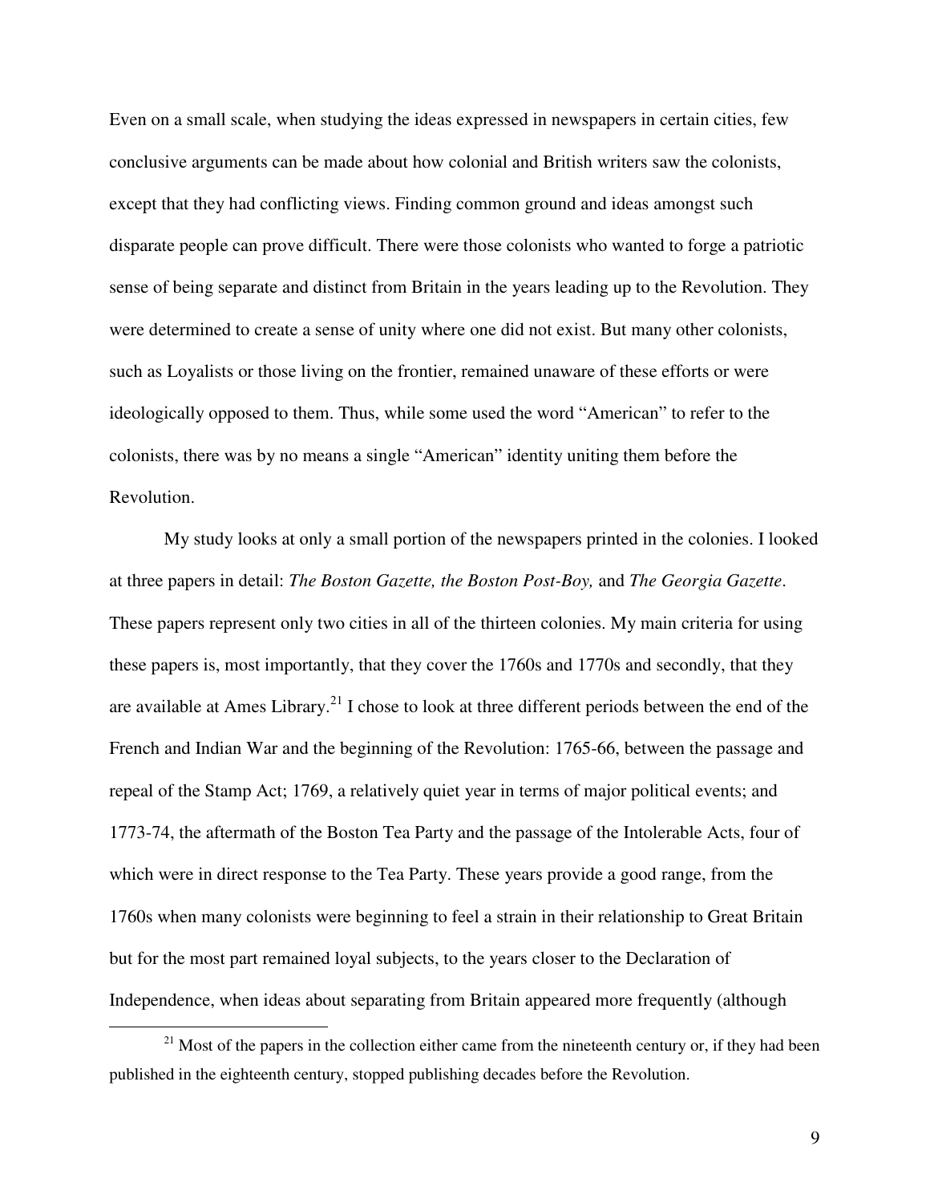Even on a small scale, when studying the ideas expressed in newspapers in certain cities, few conclusive arguments can be made about how colonial and British writers saw the colonists, except that they had conflicting views. Finding common ground and ideas amongst such disparate people can prove difficult. There were those colonists who wanted to forge a patriotic sense of being separate and distinct from Britain in the years leading up to the Revolution. They were determined to create a sense of unity where one did not exist. But many other colonists, such as Loyalists or those living on the frontier, remained unaware of these efforts or were ideologically opposed to them. Thus, while some used the word "American" to refer to the colonists, there was by no means a single "American" identity uniting them before the Revolution.

My study looks at only a small portion of the newspapers printed in the colonies. I looked at three papers in detail: *The Boston Gazette, the Boston Post-Boy,* and *The Georgia Gazette*. These papers represent only two cities in all of the thirteen colonies. My main criteria for using these papers is, most importantly, that they cover the 1760s and 1770s and secondly, that they are available at Ames Library.[21] I chose to look at three different periods between the end of the French and Indian War and the beginning of the Revolution: 1765-66, between the passage and repeal of the Stamp Act; 1769, a relatively quiet year in terms of major political events; and 1773-74, the aftermath of the Boston Tea Party and the passage of the Intolerable Acts, four of which were in direct response to the Tea Party. These years provide a good range, from the 1760s when many colonists were beginning to feel a strain in their relationship to Great Britain but for the most part remained loyal subjects, to the years closer to the Declaration of Independence, when ideas about separating from Britain appeared more frequently (although

[21] Most of the papers in the collection either came from the nineteenth century or, if they had been published in the eighteenth century, stopped publishing decades before the Revolution.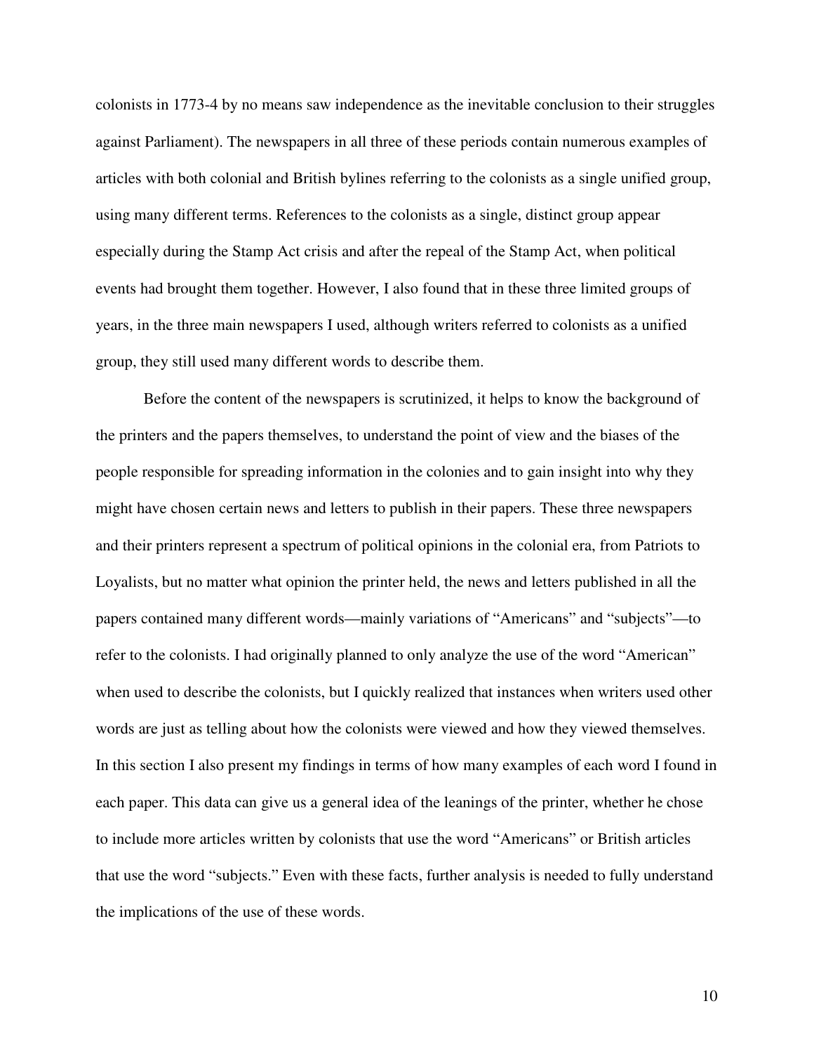colonists in 1773-4 by no means saw independence as the inevitable conclusion to their struggles against Parliament). The newspapers in all three of these periods contain numerous examples of articles with both colonial and British bylines referring to the colonists as a single unified group, using many different terms. References to the colonists as a single, distinct group appear especially during the Stamp Act crisis and after the repeal of the Stamp Act, when political events had brought them together. However, I also found that in these three limited groups of years, in the three main newspapers I used, although writers referred to colonists as a unified group, they still used many different words to describe them.

Before the content of the newspapers is scrutinized, it helps to know the background of the printers and the papers themselves, to understand the point of view and the biases of the people responsible for spreading information in the colonies and to gain insight into why they might have chosen certain news and letters to publish in their papers. These three newspapers and their printers represent a spectrum of political opinions in the colonial era, from Patriots to Loyalists, but no matter what opinion the printer held, the news and letters published in all the papers contained many different words—mainly variations of "Americans" and "subjects"—to refer to the colonists. I had originally planned to only analyze the use of the word "American" when used to describe the colonists, but I quickly realized that instances when writers used other words are just as telling about how the colonists were viewed and how they viewed themselves. In this section I also present my findings in terms of how many examples of each word I found in each paper. This data can give us a general idea of the leanings of the printer, whether he chose to include more articles written by colonists that use the word "Americans" or British articles that use the word "subjects." Even with these facts, further analysis is needed to fully understand the implications of the use of these words.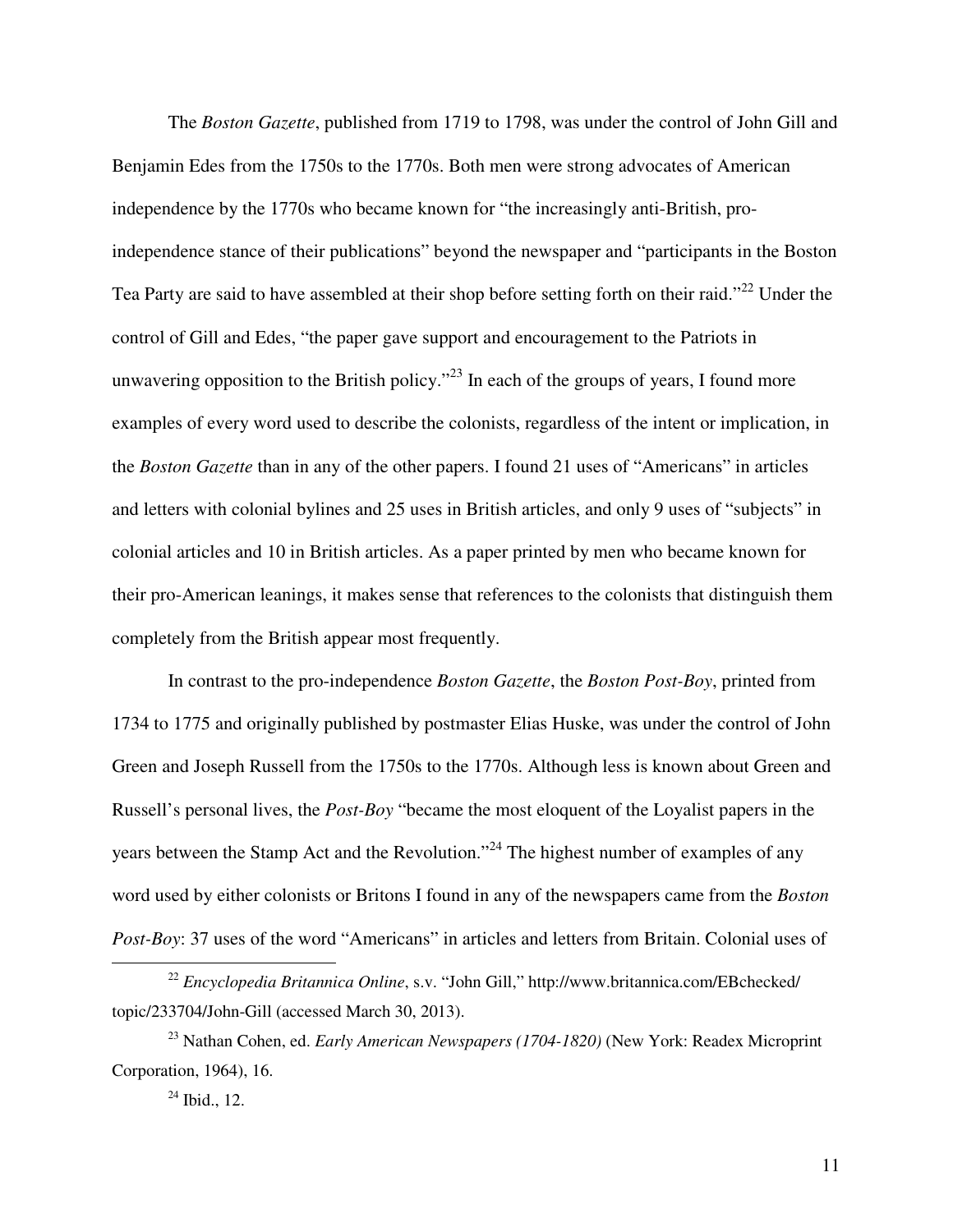The *Boston Gazette*, published from 1719 to 1798, was under the control of John Gill and Benjamin Edes from the 1750s to the 1770s. Both men were strong advocates of American independence by the 1770s who became known for "the increasingly anti-British, pro-independence stance of their publications" beyond the newspaper and "participants in the Boston Tea Party are said to have assembled at their shop before setting forth on their raid."[22] Under the control of Gill and Edes, "the paper gave support and encouragement to the Patriots in unwavering opposition to the British policy."[23] In each of the groups of years, I found more examples of every word used to describe the colonists, regardless of the intent or implication, in the *Boston Gazette* than in any of the other papers. I found 21 uses of "Americans" in articles and letters with colonial bylines and 25 uses in British articles, and only 9 uses of "subjects" in colonial articles and 10 in British articles. As a paper printed by men who became known for their pro-American leanings, it makes sense that references to the colonists that distinguish them completely from the British appear most frequently.

In contrast to the pro-independence *Boston Gazette*, the *Boston Post-Boy*, printed from 1734 to 1775 and originally published by postmaster Elias Huske, was under the control of John Green and Joseph Russell from the 1750s to the 1770s. Although less is known about Green and Russell's personal lives, the *Post-Boy* "became the most eloquent of the Loyalist papers in the years between the Stamp Act and the Revolution."[24] The highest number of examples of any word used by either colonists or Britons I found in any of the newspapers came from the *Boston Post-Boy*: 37 uses of the word "Americans" in articles and letters from Britain. Colonial uses of

---

[22] *Encyclopedia Britannica Online*, s.v. "John Gill," http://www.britannica.com/EBchecked/topic/233704/John-Gill (accessed March 30, 2013).

[23] Nathan Cohen, ed. *Early American Newspapers (1704-1820)* (New York: Readex Microprint Corporation, 1964), 16.

[24] Ibid., 12.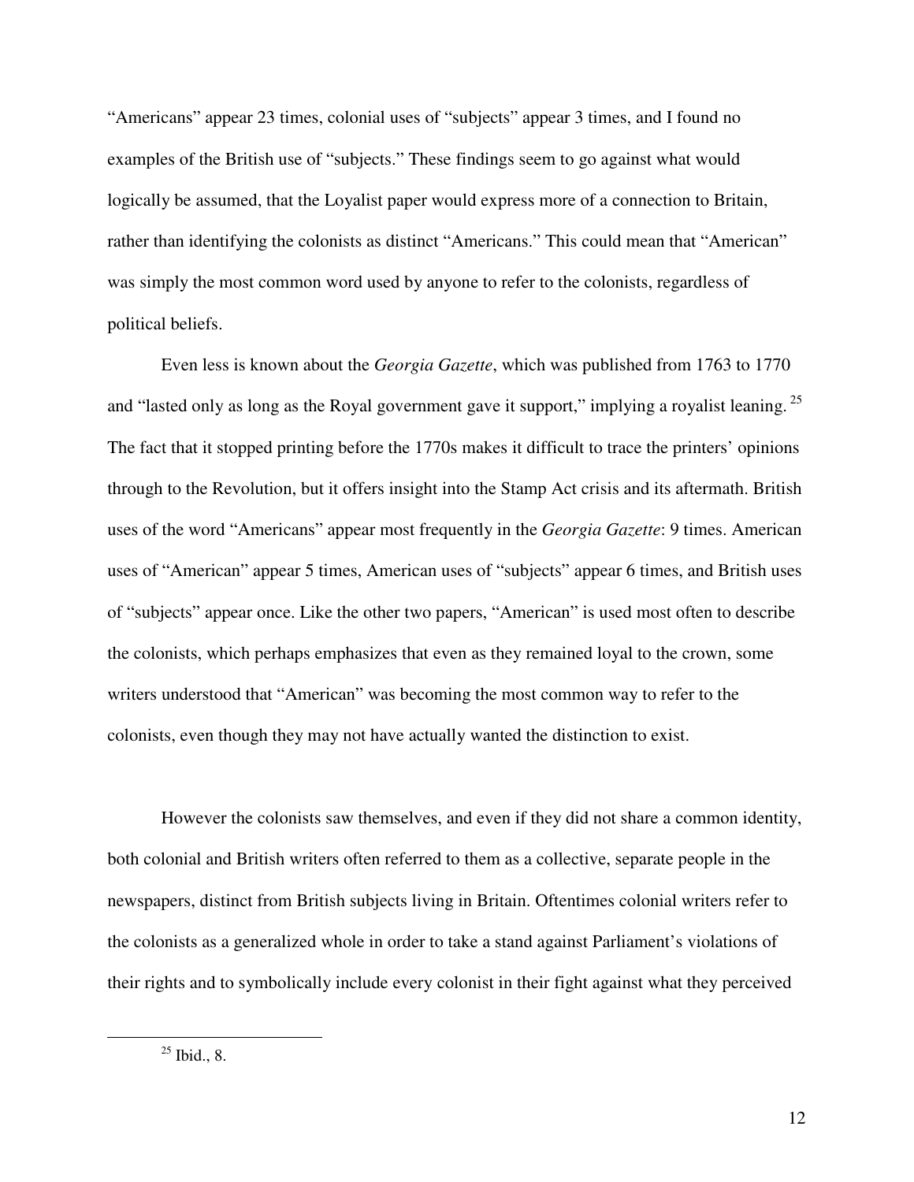"Americans" appear 23 times, colonial uses of "subjects" appear 3 times, and I found no examples of the British use of "subjects." These findings seem to go against what would logically be assumed, that the Loyalist paper would express more of a connection to Britain, rather than identifying the colonists as distinct "Americans." This could mean that "American" was simply the most common word used by anyone to refer to the colonists, regardless of political beliefs.

Even less is known about the *Georgia Gazette*, which was published from 1763 to 1770 and "lasted only as long as the Royal government gave it support," implying a royalist leaning.[25] The fact that it stopped printing before the 1770s makes it difficult to trace the printers' opinions through to the Revolution, but it offers insight into the Stamp Act crisis and its aftermath. British uses of the word "Americans" appear most frequently in the *Georgia Gazette*: 9 times. American uses of "American" appear 5 times, American uses of "subjects" appear 6 times, and British uses of "subjects" appear once. Like the other two papers, "American" is used most often to describe the colonists, which perhaps emphasizes that even as they remained loyal to the crown, some writers understood that "American" was becoming the most common way to refer to the colonists, even though they may not have actually wanted the distinction to exist.

However the colonists saw themselves, and even if they did not share a common identity, both colonial and British writers often referred to them as a collective, separate people in the newspapers, distinct from British subjects living in Britain. Oftentimes colonial writers refer to the colonists as a generalized whole in order to take a stand against Parliament's violations of their rights and to symbolically include every colonist in their fight against what they perceived

[25] Ibid., 8.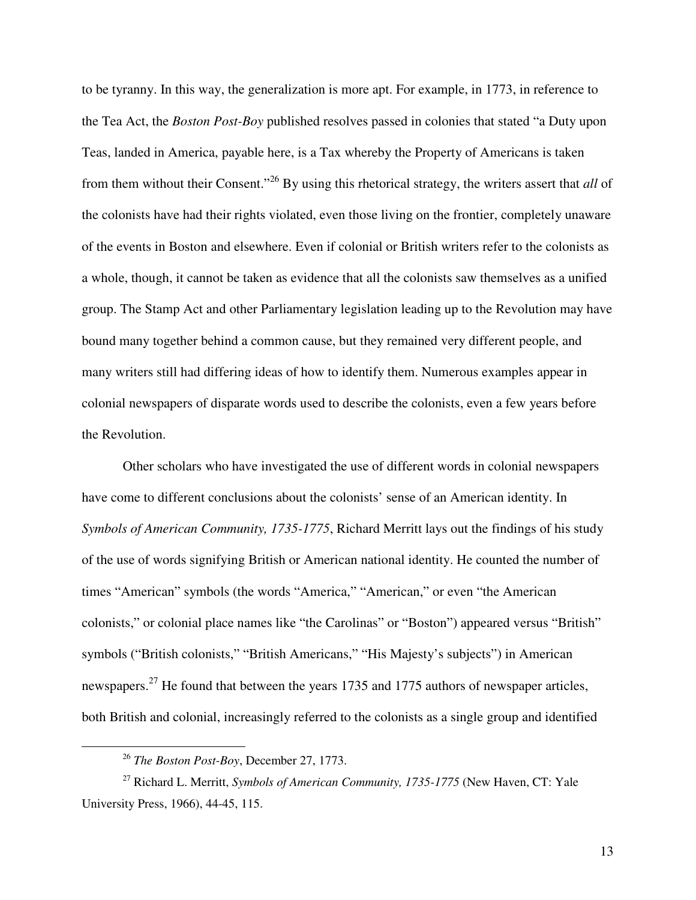to be tyranny. In this way, the generalization is more apt. For example, in 1773, in reference to the Tea Act, the *Boston Post-Boy* published resolves passed in colonies that stated "a Duty upon Teas, landed in America, payable here, is a Tax whereby the Property of Americans is taken from them without their Consent."[26] By using this rhetorical strategy, the writers assert that *all* of the colonists have had their rights violated, even those living on the frontier, completely unaware of the events in Boston and elsewhere. Even if colonial or British writers refer to the colonists as a whole, though, it cannot be taken as evidence that all the colonists saw themselves as a unified group. The Stamp Act and other Parliamentary legislation leading up to the Revolution may have bound many together behind a common cause, but they remained very different people, and many writers still had differing ideas of how to identify them. Numerous examples appear in colonial newspapers of disparate words used to describe the colonists, even a few years before the Revolution.

Other scholars who have investigated the use of different words in colonial newspapers have come to different conclusions about the colonists' sense of an American identity. In *Symbols of American Community, 1735-1775*, Richard Merritt lays out the findings of his study of the use of words signifying British or American national identity. He counted the number of times "American" symbols (the words "America," "American," or even "the American colonists," or colonial place names like "the Carolinas" or "Boston") appeared versus "British" symbols ("British colonists," "British Americans," "His Majesty's subjects") in American newspapers.[27] He found that between the years 1735 and 1775 authors of newspaper articles, both British and colonial, increasingly referred to the colonists as a single group and identified

[26] *The Boston Post-Boy*, December 27, 1773.

[27] Richard L. Merritt, *Symbols of American Community, 1735-1775* (New Haven, CT: Yale University Press, 1966), 44-45, 115.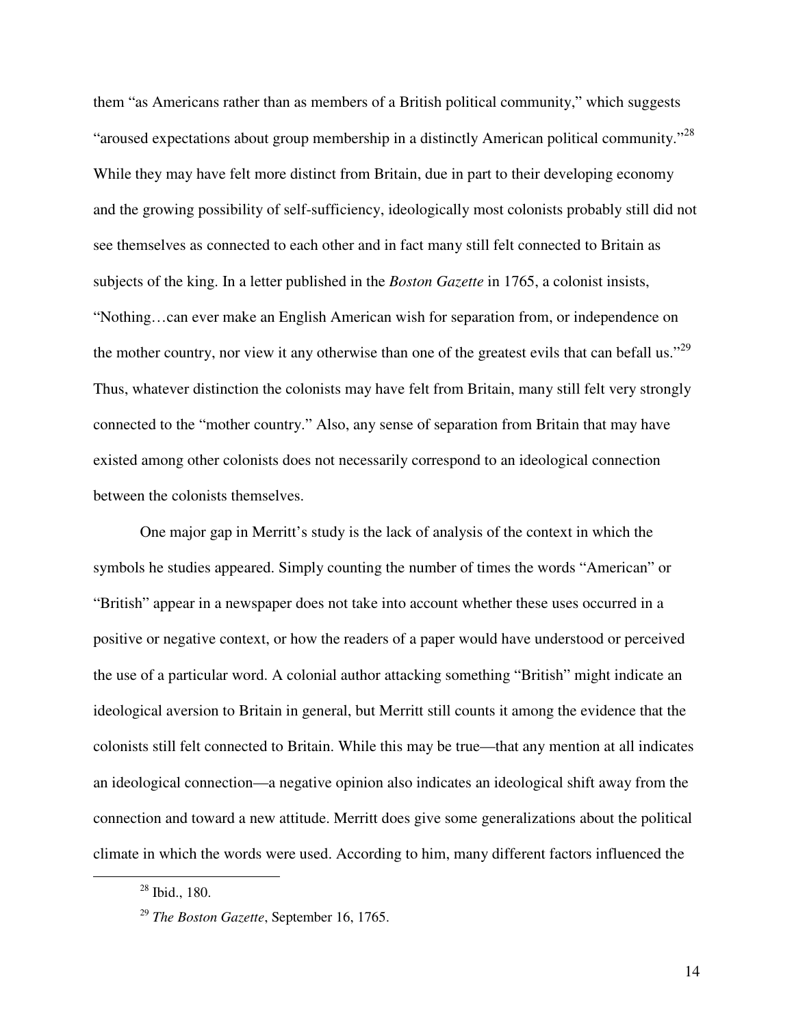them "as Americans rather than as members of a British political community," which suggests "aroused expectations about group membership in a distinctly American political community."[28] While they may have felt more distinct from Britain, due in part to their developing economy and the growing possibility of self-sufficiency, ideologically most colonists probably still did not see themselves as connected to each other and in fact many still felt connected to Britain as subjects of the king. In a letter published in the *Boston Gazette* in 1765, a colonist insists, "Nothing…can ever make an English American wish for separation from, or independence on the mother country, nor view it any otherwise than one of the greatest evils that can befall us."[29] Thus, whatever distinction the colonists may have felt from Britain, many still felt very strongly connected to the "mother country." Also, any sense of separation from Britain that may have existed among other colonists does not necessarily correspond to an ideological connection between the colonists themselves.

One major gap in Merritt's study is the lack of analysis of the context in which the symbols he studies appeared. Simply counting the number of times the words "American" or "British" appear in a newspaper does not take into account whether these uses occurred in a positive or negative context, or how the readers of a paper would have understood or perceived the use of a particular word. A colonial author attacking something "British" might indicate an ideological aversion to Britain in general, but Merritt still counts it among the evidence that the colonists still felt connected to Britain. While this may be true—that any mention at all indicates an ideological connection—a negative opinion also indicates an ideological shift away from the connection and toward a new attitude. Merritt does give some generalizations about the political climate in which the words were used. According to him, many different factors influenced the

[28] Ibid., 180.

[29] *The Boston Gazette*, September 16, 1765.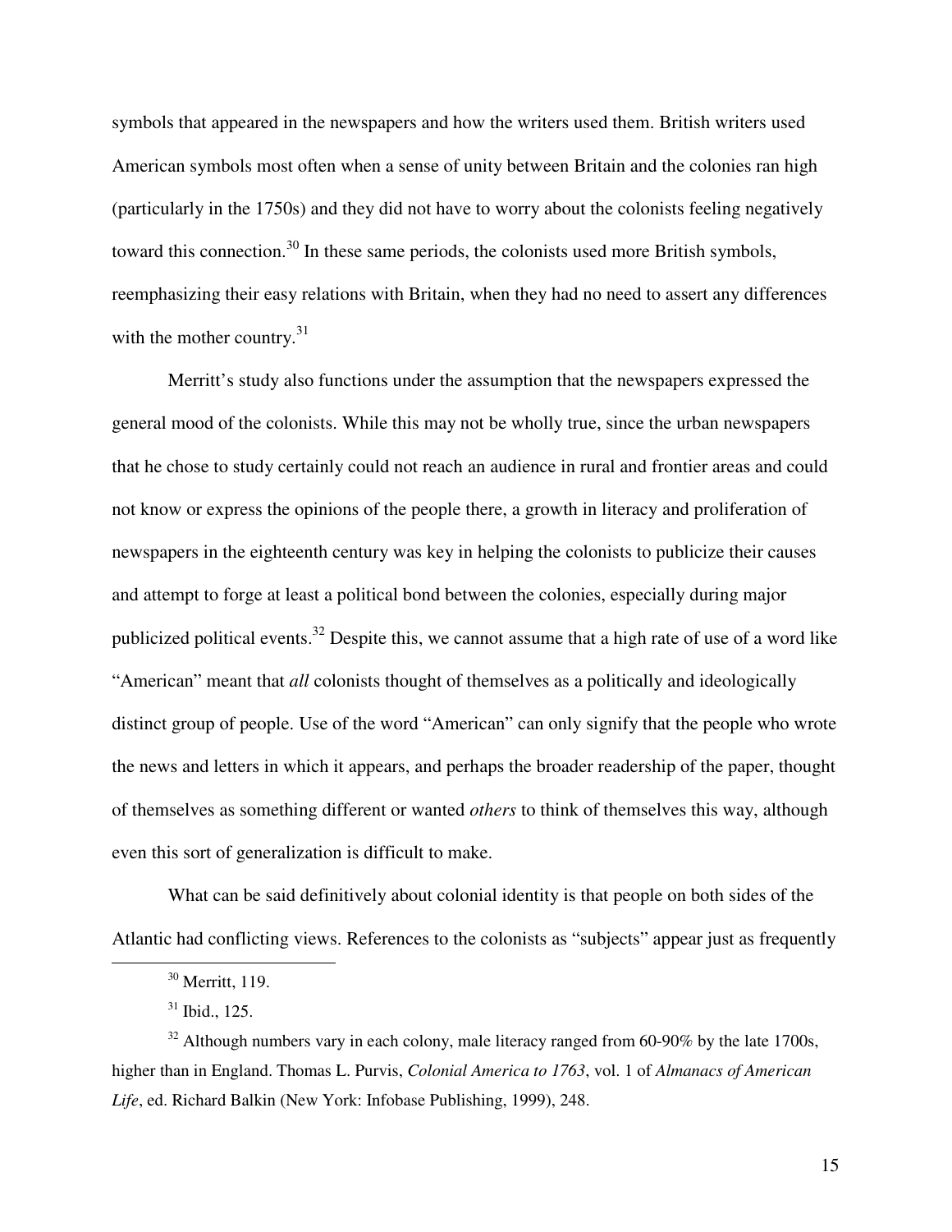symbols that appeared in the newspapers and how the writers used them. British writers used American symbols most often when a sense of unity between Britain and the colonies ran high (particularly in the 1750s) and they did not have to worry about the colonists feeling negatively toward this connection.[30] In these same periods, the colonists used more British symbols, reemphasizing their easy relations with Britain, when they had no need to assert any differences with the mother country.[31]

Merritt's study also functions under the assumption that the newspapers expressed the general mood of the colonists. While this may not be wholly true, since the urban newspapers that he chose to study certainly could not reach an audience in rural and frontier areas and could not know or express the opinions of the people there, a growth in literacy and proliferation of newspapers in the eighteenth century was key in helping the colonists to publicize their causes and attempt to forge at least a political bond between the colonies, especially during major publicized political events.[32] Despite this, we cannot assume that a high rate of use of a word like "American" meant that *all* colonists thought of themselves as a politically and ideologically distinct group of people. Use of the word "American" can only signify that the people who wrote the news and letters in which it appears, and perhaps the broader readership of the paper, thought of themselves as something different or wanted *others* to think of themselves this way, although even this sort of generalization is difficult to make.

What can be said definitively about colonial identity is that people on both sides of the Atlantic had conflicting views. References to the colonists as "subjects" appear just as frequently

[30] Merritt, 119.

[31] Ibid., 125.

[32] Although numbers vary in each colony, male literacy ranged from 60-90% by the late 1700s, higher than in England. Thomas L. Purvis, *Colonial America to 1763*, vol. 1 of *Almanacs of American Life*, ed. Richard Balkin (New York: Infobase Publishing, 1999), 248.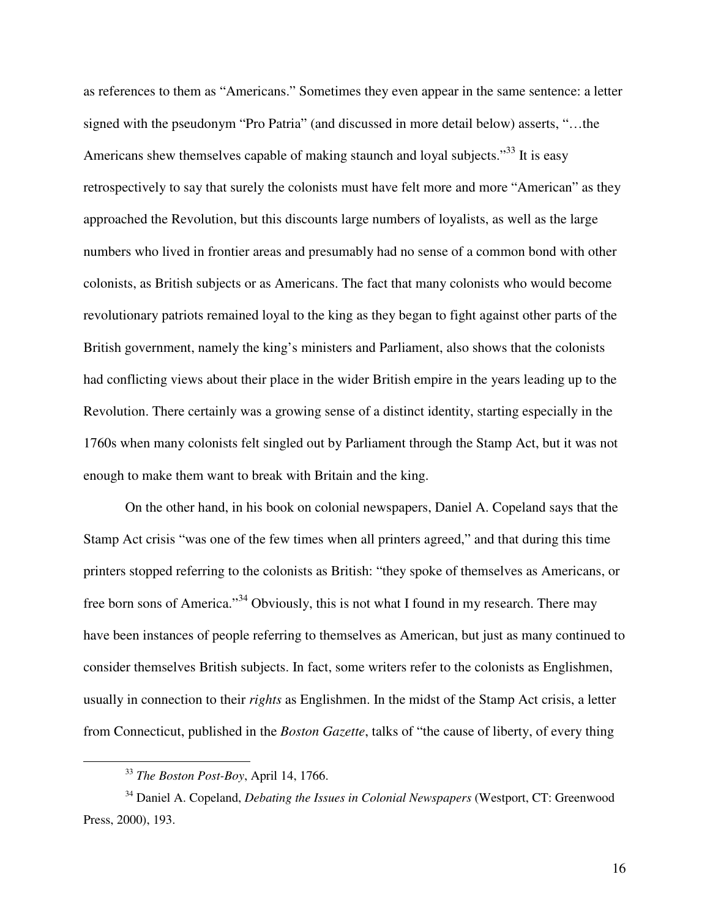as references to them as "Americans." Sometimes they even appear in the same sentence: a letter signed with the pseudonym "Pro Patria" (and discussed in more detail below) asserts, "…the Americans shew themselves capable of making staunch and loyal subjects."[33] It is easy retrospectively to say that surely the colonists must have felt more and more "American" as they approached the Revolution, but this discounts large numbers of loyalists, as well as the large numbers who lived in frontier areas and presumably had no sense of a common bond with other colonists, as British subjects or as Americans. The fact that many colonists who would become revolutionary patriots remained loyal to the king as they began to fight against other parts of the British government, namely the king's ministers and Parliament, also shows that the colonists had conflicting views about their place in the wider British empire in the years leading up to the Revolution. There certainly was a growing sense of a distinct identity, starting especially in the 1760s when many colonists felt singled out by Parliament through the Stamp Act, but it was not enough to make them want to break with Britain and the king.

On the other hand, in his book on colonial newspapers, Daniel A. Copeland says that the Stamp Act crisis "was one of the few times when all printers agreed," and that during this time printers stopped referring to the colonists as British: "they spoke of themselves as Americans, or free born sons of America."[34] Obviously, this is not what I found in my research. There may have been instances of people referring to themselves as American, but just as many continued to consider themselves British subjects. In fact, some writers refer to the colonists as Englishmen, usually in connection to their *rights* as Englishmen. In the midst of the Stamp Act crisis, a letter from Connecticut, published in the *Boston Gazette*, talks of "the cause of liberty, of every thing

[33] *The Boston Post-Boy*, April 14, 1766.

[34] Daniel A. Copeland, *Debating the Issues in Colonial Newspapers* (Westport, CT: Greenwood Press, 2000), 193.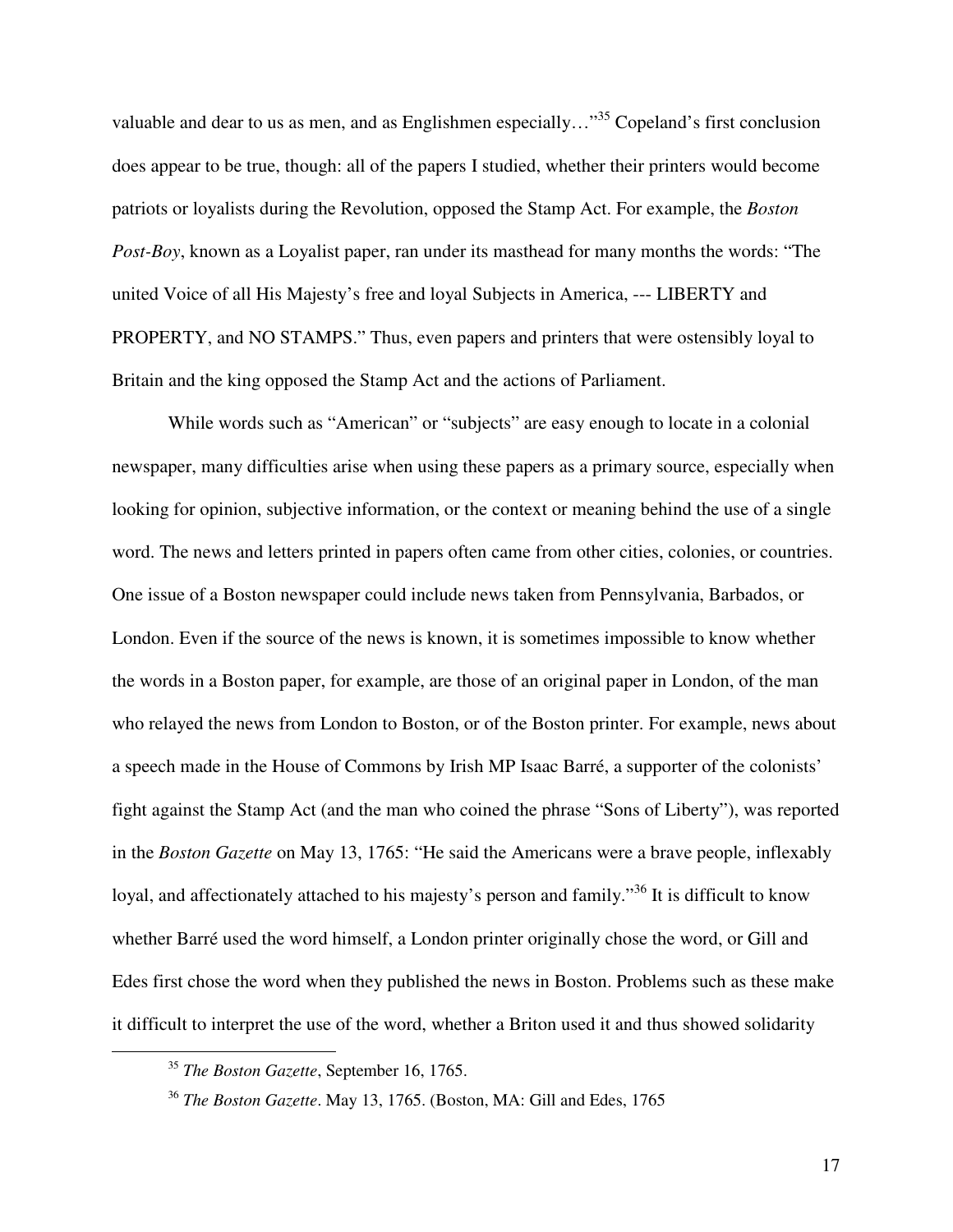valuable and dear to us as men, and as Englishmen especially…"[35] Copeland's first conclusion does appear to be true, though: all of the papers I studied, whether their printers would become patriots or loyalists during the Revolution, opposed the Stamp Act. For example, the *Boston Post-Boy*, known as a Loyalist paper, ran under its masthead for many months the words: "The united Voice of all His Majesty's free and loyal Subjects in America, --- LIBERTY and PROPERTY, and NO STAMPS." Thus, even papers and printers that were ostensibly loyal to Britain and the king opposed the Stamp Act and the actions of Parliament.

While words such as "American" or "subjects" are easy enough to locate in a colonial newspaper, many difficulties arise when using these papers as a primary source, especially when looking for opinion, subjective information, or the context or meaning behind the use of a single word. The news and letters printed in papers often came from other cities, colonies, or countries. One issue of a Boston newspaper could include news taken from Pennsylvania, Barbados, or London. Even if the source of the news is known, it is sometimes impossible to know whether the words in a Boston paper, for example, are those of an original paper in London, of the man who relayed the news from London to Boston, or of the Boston printer. For example, news about a speech made in the House of Commons by Irish MP Isaac Barré, a supporter of the colonists' fight against the Stamp Act (and the man who coined the phrase "Sons of Liberty"), was reported in the *Boston Gazette* on May 13, 1765: "He said the Americans were a brave people, inflexably loyal, and affectionately attached to his majesty's person and family."[36] It is difficult to know whether Barré used the word himself, a London printer originally chose the word, or Gill and Edes first chose the word when they published the news in Boston. Problems such as these make it difficult to interpret the use of the word, whether a Briton used it and thus showed solidarity

[35] *The Boston Gazette*, September 16, 1765.

[36] *The Boston Gazette*. May 13, 1765. (Boston, MA: Gill and Edes, 1765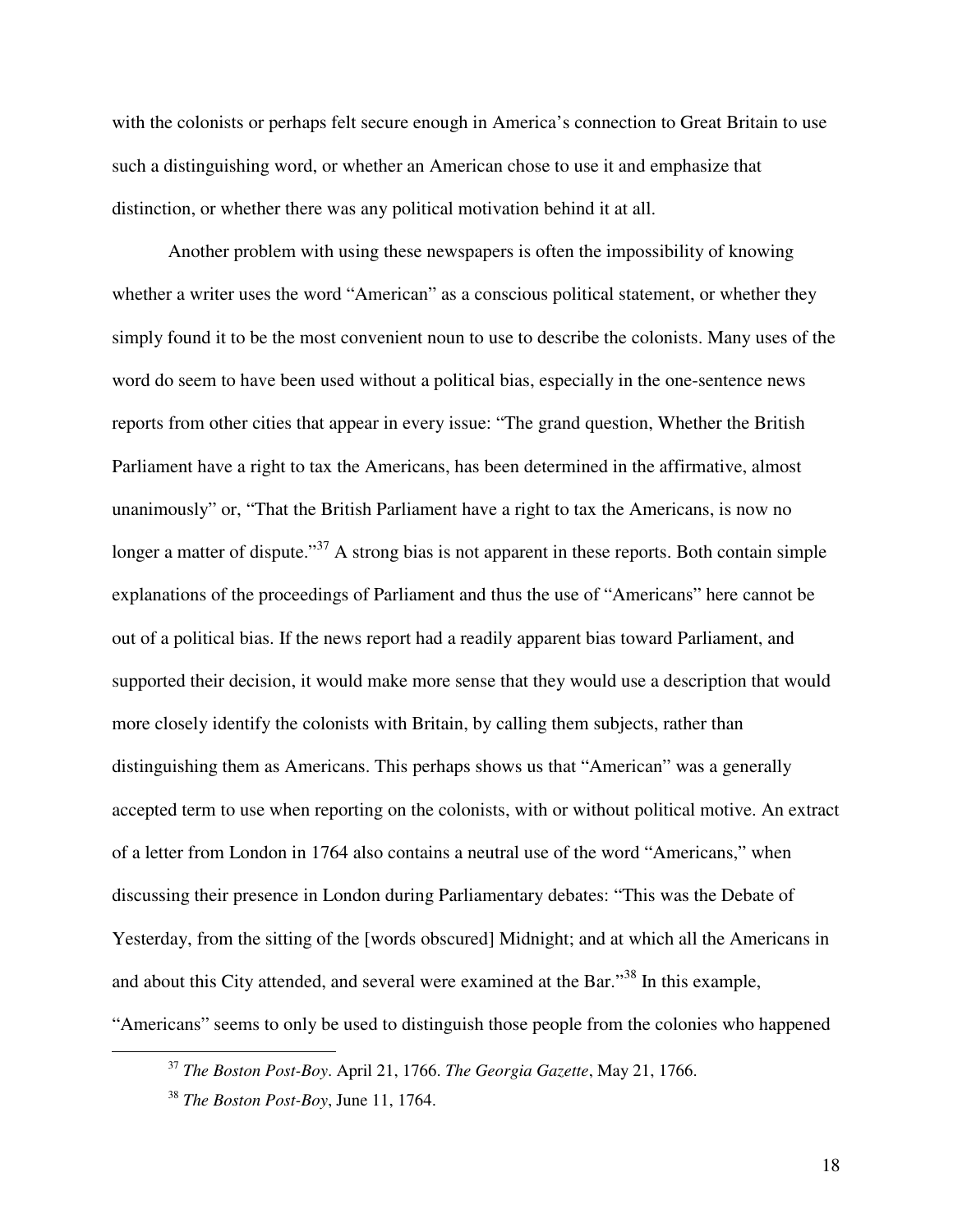with the colonists or perhaps felt secure enough in America's connection to Great Britain to use such a distinguishing word, or whether an American chose to use it and emphasize that distinction, or whether there was any political motivation behind it at all.

Another problem with using these newspapers is often the impossibility of knowing whether a writer uses the word "American" as a conscious political statement, or whether they simply found it to be the most convenient noun to use to describe the colonists. Many uses of the word do seem to have been used without a political bias, especially in the one-sentence news reports from other cities that appear in every issue: "The grand question, Whether the British Parliament have a right to tax the Americans, has been determined in the affirmative, almost unanimously" or, "That the British Parliament have a right to tax the Americans, is now no longer a matter of dispute."[37] A strong bias is not apparent in these reports. Both contain simple explanations of the proceedings of Parliament and thus the use of "Americans" here cannot be out of a political bias. If the news report had a readily apparent bias toward Parliament, and supported their decision, it would make more sense that they would use a description that would more closely identify the colonists with Britain, by calling them subjects, rather than distinguishing them as Americans. This perhaps shows us that "American" was a generally accepted term to use when reporting on the colonists, with or without political motive. An extract of a letter from London in 1764 also contains a neutral use of the word "Americans," when discussing their presence in London during Parliamentary debates: "This was the Debate of Yesterday, from the sitting of the [words obscured] Midnight; and at which all the Americans in and about this City attended, and several were examined at the Bar."[38] In this example, "Americans" seems to only be used to distinguish those people from the colonies who happened

---

[37] *The Boston Post-Boy*. April 21, 1766. *The Georgia Gazette*, May 21, 1766.

[38] *The Boston Post-Boy*, June 11, 1764.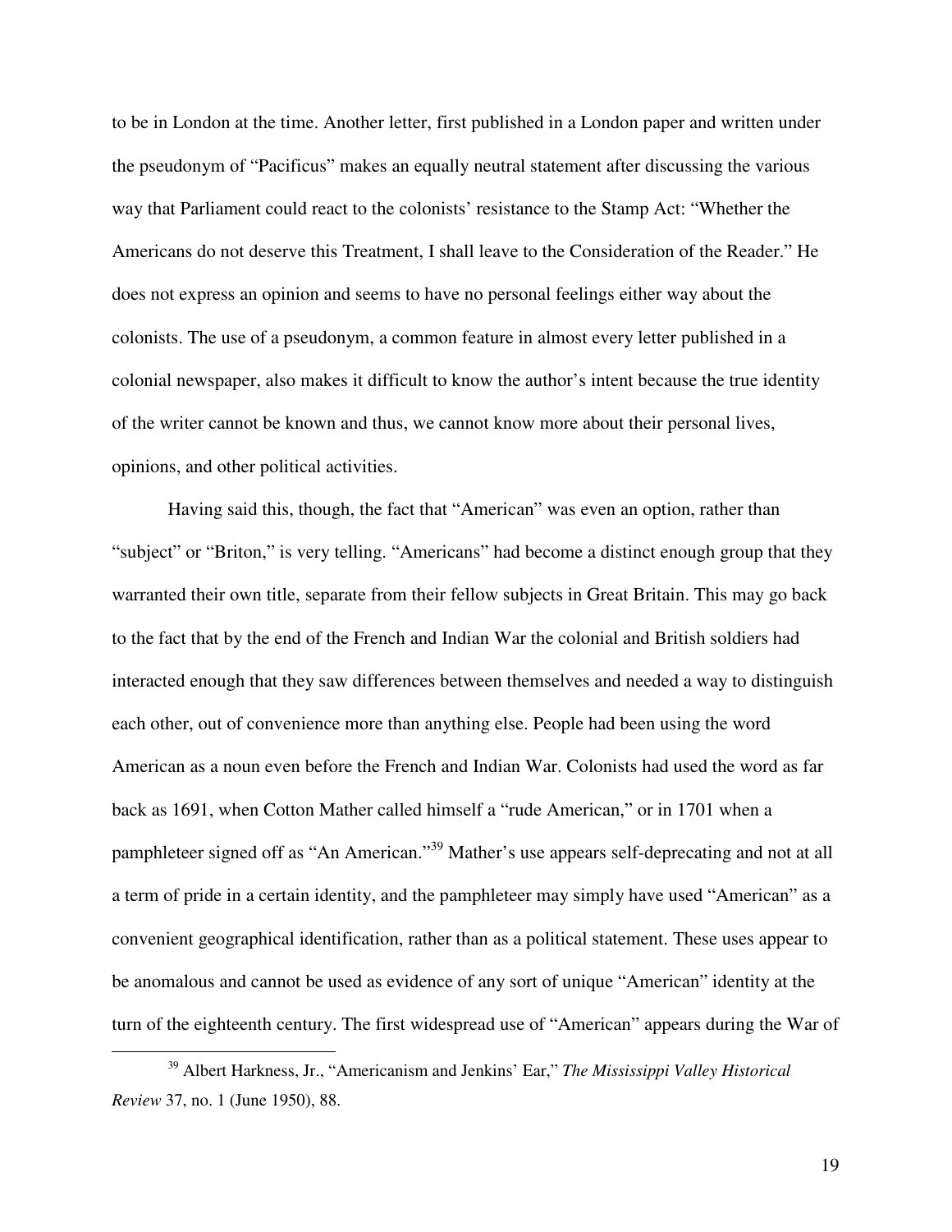to be in London at the time. Another letter, first published in a London paper and written under the pseudonym of "Pacificus" makes an equally neutral statement after discussing the various way that Parliament could react to the colonists' resistance to the Stamp Act: "Whether the Americans do not deserve this Treatment, I shall leave to the Consideration of the Reader." He does not express an opinion and seems to have no personal feelings either way about the colonists. The use of a pseudonym, a common feature in almost every letter published in a colonial newspaper, also makes it difficult to know the author's intent because the true identity of the writer cannot be known and thus, we cannot know more about their personal lives, opinions, and other political activities.

Having said this, though, the fact that "American" was even an option, rather than "subject" or "Briton," is very telling. "Americans" had become a distinct enough group that they warranted their own title, separate from their fellow subjects in Great Britain. This may go back to the fact that by the end of the French and Indian War the colonial and British soldiers had interacted enough that they saw differences between themselves and needed a way to distinguish each other, out of convenience more than anything else. People had been using the word American as a noun even before the French and Indian War. Colonists had used the word as far back as 1691, when Cotton Mather called himself a "rude American," or in 1701 when a pamphleteer signed off as "An American."[39] Mather's use appears self-deprecating and not at all a term of pride in a certain identity, and the pamphleteer may simply have used "American" as a convenient geographical identification, rather than as a political statement. These uses appear to be anomalous and cannot be used as evidence of any sort of unique "American" identity at the turn of the eighteenth century. The first widespread use of "American" appears during the War of

[39] Albert Harkness, Jr., "Americanism and Jenkins' Ear," *The Mississippi Valley Historical Review* 37, no. 1 (June 1950), 88.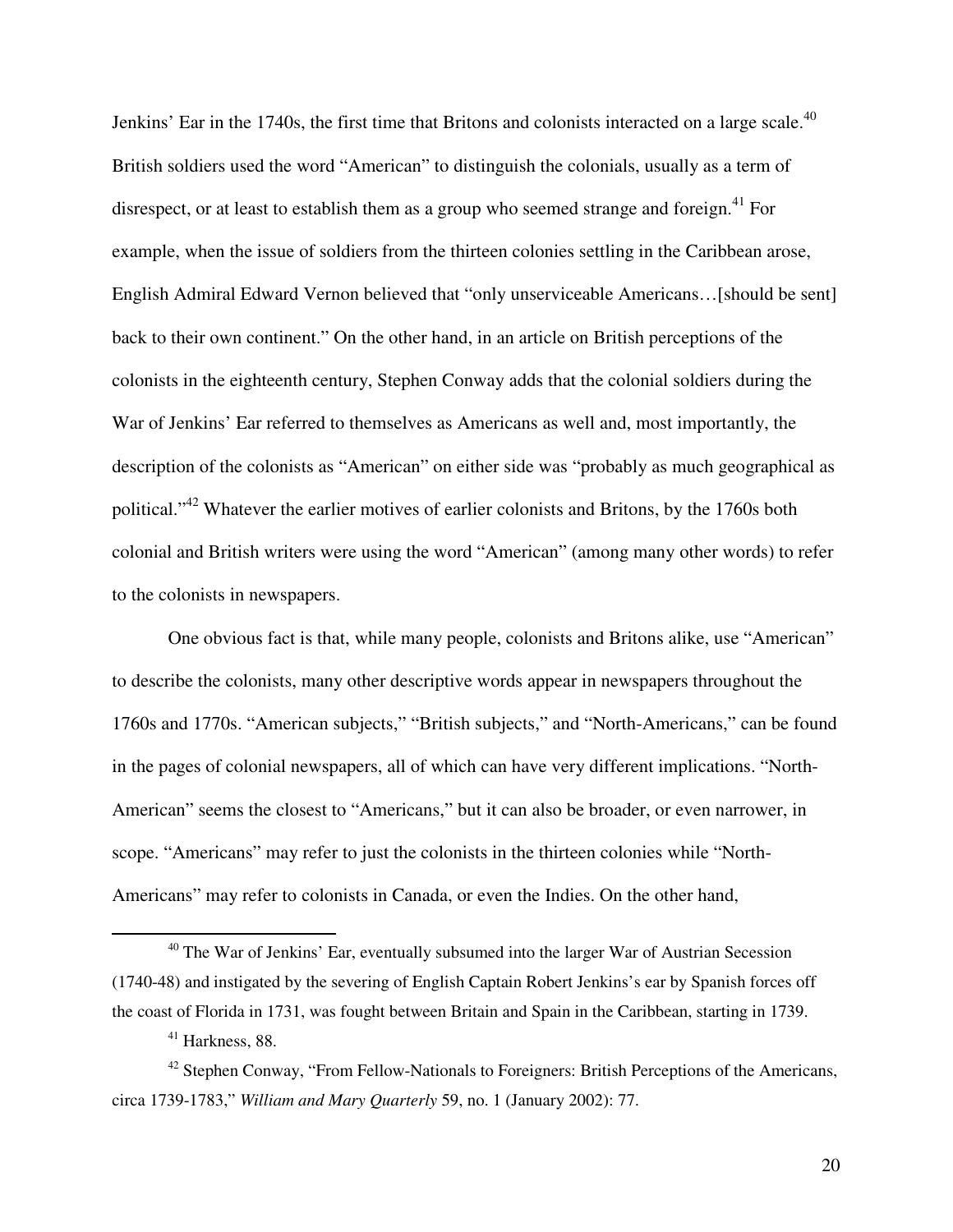Jenkins' Ear in the 1740s, the first time that Britons and colonists interacted on a large scale.[40] British soldiers used the word "American" to distinguish the colonials, usually as a term of disrespect, or at least to establish them as a group who seemed strange and foreign.[41] For example, when the issue of soldiers from the thirteen colonies settling in the Caribbean arose, English Admiral Edward Vernon believed that "only unserviceable Americans…[should be sent] back to their own continent." On the other hand, in an article on British perceptions of the colonists in the eighteenth century, Stephen Conway adds that the colonial soldiers during the War of Jenkins' Ear referred to themselves as Americans as well and, most importantly, the description of the colonists as "American" on either side was "probably as much geographical as political."[42] Whatever the earlier motives of earlier colonists and Britons, by the 1760s both colonial and British writers were using the word "American" (among many other words) to refer to the colonists in newspapers.

One obvious fact is that, while many people, colonists and Britons alike, use "American" to describe the colonists, many other descriptive words appear in newspapers throughout the 1760s and 1770s. "American subjects," "British subjects," and "North-Americans," can be found in the pages of colonial newspapers, all of which can have very different implications. "North-American" seems the closest to "Americans," but it can also be broader, or even narrower, in scope. "Americans" may refer to just the colonists in the thirteen colonies while "North-Americans" may refer to colonists in Canada, or even the Indies. On the other hand,

---

[40] The War of Jenkins' Ear, eventually subsumed into the larger War of Austrian Secession (1740-48) and instigated by the severing of English Captain Robert Jenkins's ear by Spanish forces off the coast of Florida in 1731, was fought between Britain and Spain in the Caribbean, starting in 1739.

[41] Harkness, 88.

[42] Stephen Conway, "From Fellow-Nationals to Foreigners: British Perceptions of the Americans, circa 1739-1783," *William and Mary Quarterly* 59, no. 1 (January 2002): 77.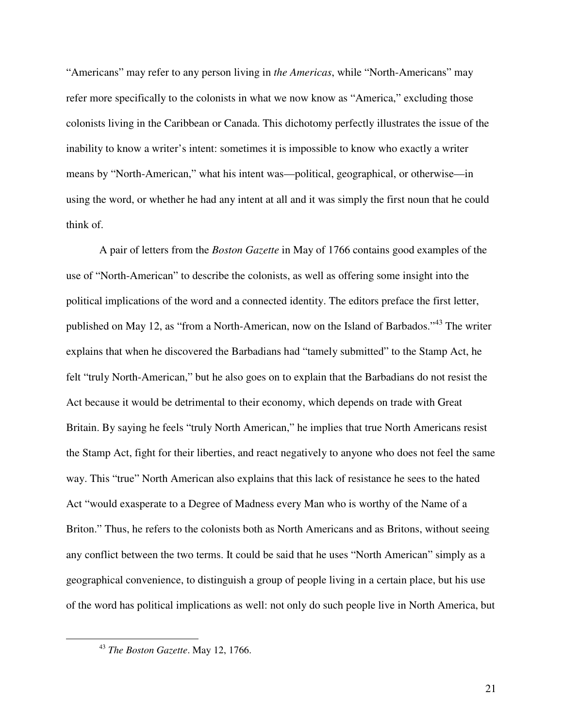"Americans" may refer to any person living in *the Americas*, while "North-Americans" may refer more specifically to the colonists in what we now know as "America," excluding those colonists living in the Caribbean or Canada. This dichotomy perfectly illustrates the issue of the inability to know a writer's intent: sometimes it is impossible to know who exactly a writer means by "North-American," what his intent was—political, geographical, or otherwise—in using the word, or whether he had any intent at all and it was simply the first noun that he could think of.

A pair of letters from the *Boston Gazette* in May of 1766 contains good examples of the use of "North-American" to describe the colonists, as well as offering some insight into the political implications of the word and a connected identity. The editors preface the first letter, published on May 12, as "from a North-American, now on the Island of Barbados."[43] The writer explains that when he discovered the Barbadians had "tamely submitted" to the Stamp Act, he felt "truly North-American," but he also goes on to explain that the Barbadians do not resist the Act because it would be detrimental to their economy, which depends on trade with Great Britain. By saying he feels "truly North American," he implies that true North Americans resist the Stamp Act, fight for their liberties, and react negatively to anyone who does not feel the same way. This "true" North American also explains that this lack of resistance he sees to the hated Act "would exasperate to a Degree of Madness every Man who is worthy of the Name of a Briton." Thus, he refers to the colonists both as North Americans and as Britons, without seeing any conflict between the two terms. It could be said that he uses "North American" simply as a geographical convenience, to distinguish a group of people living in a certain place, but his use of the word has political implications as well: not only do such people live in North America, but

[43] *The Boston Gazette*. May 12, 1766.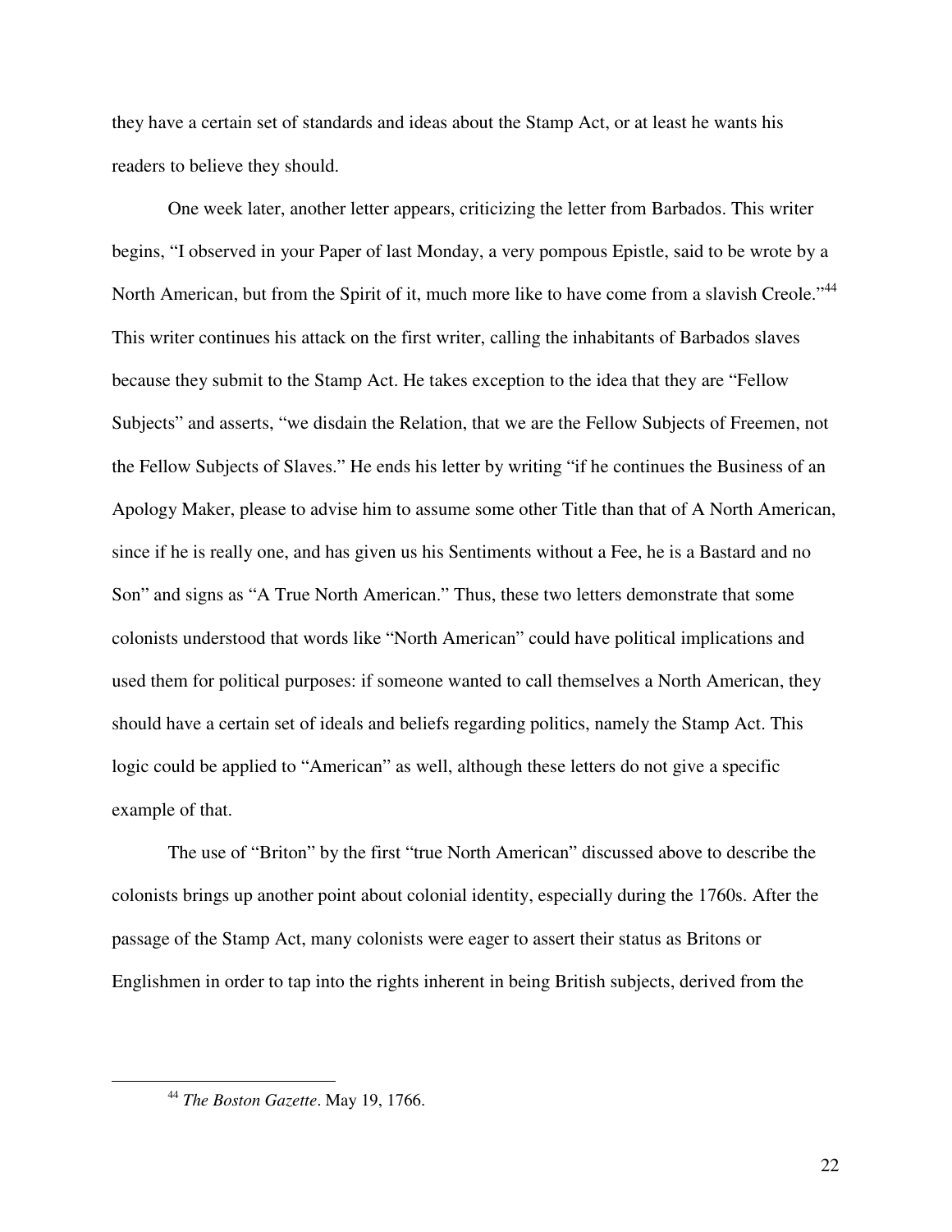they have a certain set of standards and ideas about the Stamp Act, or at least he wants his readers to believe they should.

One week later, another letter appears, criticizing the letter from Barbados. This writer begins, "I observed in your Paper of last Monday, a very pompous Epistle, said to be wrote by a North American, but from the Spirit of it, much more like to have come from a slavish Creole."[44] This writer continues his attack on the first writer, calling the inhabitants of Barbados slaves because they submit to the Stamp Act. He takes exception to the idea that they are "Fellow Subjects" and asserts, "we disdain the Relation, that we are the Fellow Subjects of Freemen, not the Fellow Subjects of Slaves." He ends his letter by writing "if he continues the Business of an Apology Maker, please to advise him to assume some other Title than that of A North American, since if he is really one, and has given us his Sentiments without a Fee, he is a Bastard and no Son" and signs as "A True North American." Thus, these two letters demonstrate that some colonists understood that words like "North American" could have political implications and used them for political purposes: if someone wanted to call themselves a North American, they should have a certain set of ideals and beliefs regarding politics, namely the Stamp Act. This logic could be applied to "American" as well, although these letters do not give a specific example of that.

The use of "Briton" by the first "true North American" discussed above to describe the colonists brings up another point about colonial identity, especially during the 1760s. After the passage of the Stamp Act, many colonists were eager to assert their status as Britons or Englishmen in order to tap into the rights inherent in being British subjects, derived from the

---

[44] *The Boston Gazette*. May 19, 1766.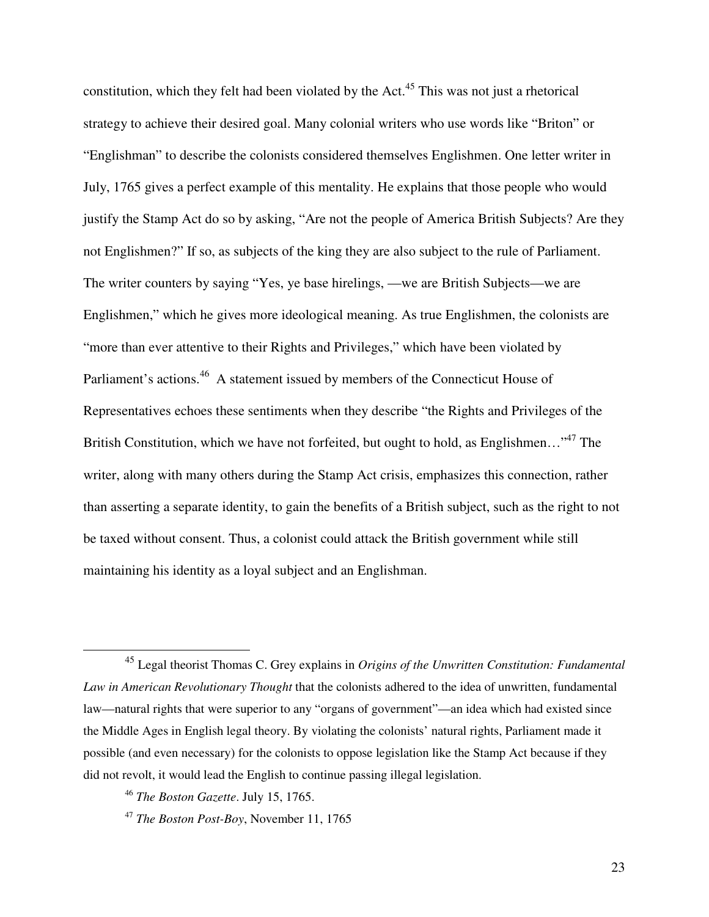constitution, which they felt had been violated by the Act.[45] This was not just a rhetorical strategy to achieve their desired goal. Many colonial writers who use words like "Briton" or "Englishman" to describe the colonists considered themselves Englishmen. One letter writer in July, 1765 gives a perfect example of this mentality. He explains that those people who would justify the Stamp Act do so by asking, "Are not the people of America British Subjects? Are they not Englishmen?" If so, as subjects of the king they are also subject to the rule of Parliament. The writer counters by saying "Yes, ye base hirelings, —we are British Subjects—we are Englishmen," which he gives more ideological meaning. As true Englishmen, the colonists are "more than ever attentive to their Rights and Privileges," which have been violated by Parliament's actions.[46] A statement issued by members of the Connecticut House of Representatives echoes these sentiments when they describe "the Rights and Privileges of the British Constitution, which we have not forfeited, but ought to hold, as Englishmen…"[47] The writer, along with many others during the Stamp Act crisis, emphasizes this connection, rather than asserting a separate identity, to gain the benefits of a British subject, such as the right to not be taxed without consent. Thus, a colonist could attack the British government while still maintaining his identity as a loyal subject and an Englishman.

---

[45] Legal theorist Thomas C. Grey explains in *Origins of the Unwritten Constitution: Fundamental Law in American Revolutionary Thought* that the colonists adhered to the idea of unwritten, fundamental law—natural rights that were superior to any "organs of government"—an idea which had existed since the Middle Ages in English legal theory. By violating the colonists' natural rights, Parliament made it possible (and even necessary) for the colonists to oppose legislation like the Stamp Act because if they did not revolt, it would lead the English to continue passing illegal legislation.

[46] *The Boston Gazette*. July 15, 1765.

[47] *The Boston Post-Boy*, November 11, 1765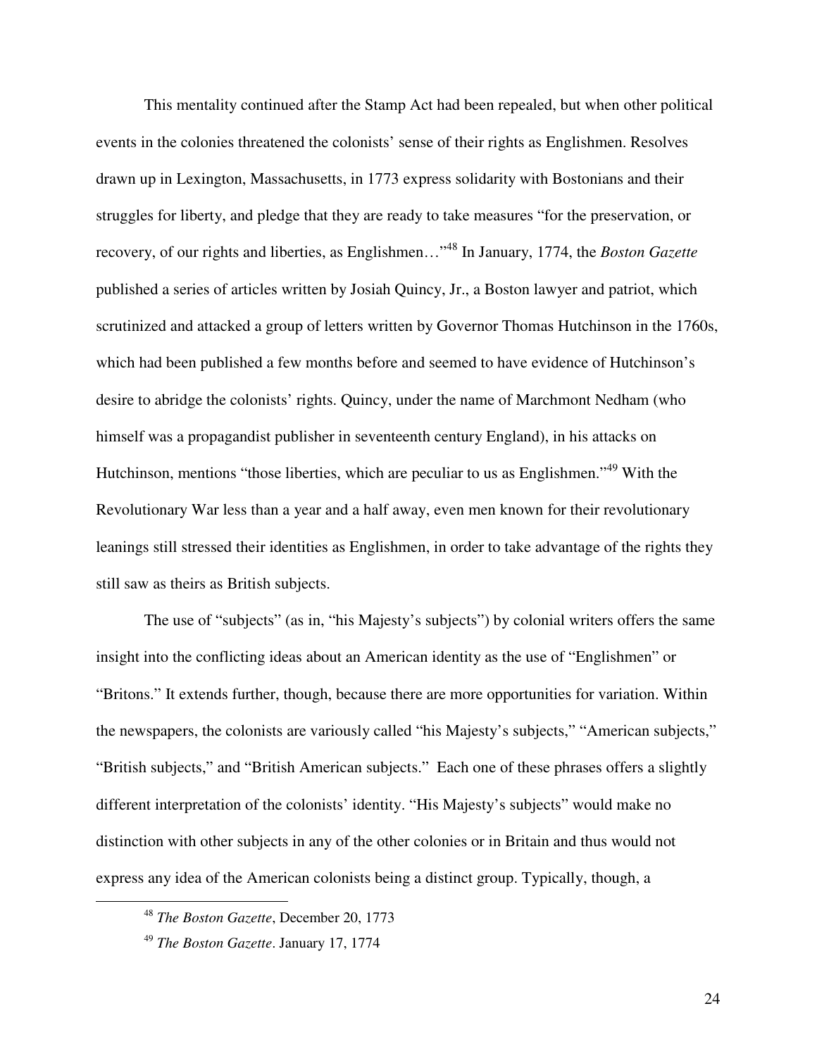This mentality continued after the Stamp Act had been repealed, but when other political events in the colonies threatened the colonists' sense of their rights as Englishmen. Resolves drawn up in Lexington, Massachusetts, in 1773 express solidarity with Bostonians and their struggles for liberty, and pledge that they are ready to take measures "for the preservation, or recovery, of our rights and liberties, as Englishmen…"[48] In January, 1774, the *Boston Gazette* published a series of articles written by Josiah Quincy, Jr., a Boston lawyer and patriot, which scrutinized and attacked a group of letters written by Governor Thomas Hutchinson in the 1760s, which had been published a few months before and seemed to have evidence of Hutchinson's desire to abridge the colonists' rights. Quincy, under the name of Marchmont Nedham (who himself was a propagandist publisher in seventeenth century England), in his attacks on Hutchinson, mentions "those liberties, which are peculiar to us as Englishmen."[49] With the Revolutionary War less than a year and a half away, even men known for their revolutionary leanings still stressed their identities as Englishmen, in order to take advantage of the rights they still saw as theirs as British subjects.

The use of "subjects" (as in, "his Majesty's subjects") by colonial writers offers the same insight into the conflicting ideas about an American identity as the use of "Englishmen" or "Britons." It extends further, though, because there are more opportunities for variation. Within the newspapers, the colonists are variously called "his Majesty's subjects," "American subjects," "British subjects," and "British American subjects." Each one of these phrases offers a slightly different interpretation of the colonists' identity. "His Majesty's subjects" would make no distinction with other subjects in any of the other colonies or in Britain and thus would not express any idea of the American colonists being a distinct group. Typically, though, a

---

[48] *The Boston Gazette*, December 20, 1773

[49] *The Boston Gazette*. January 17, 1774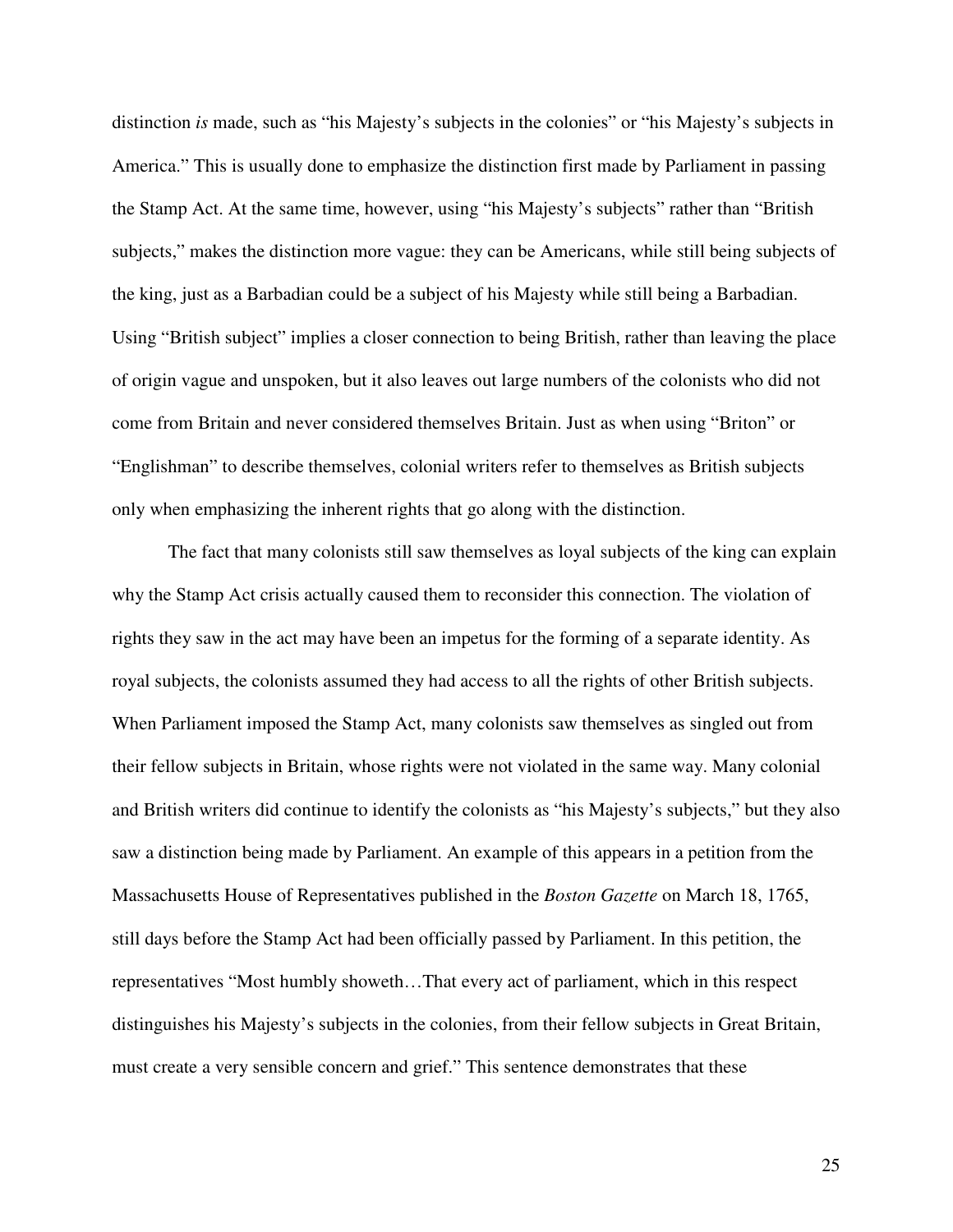distinction *is* made, such as "his Majesty's subjects in the colonies" or "his Majesty's subjects in America." This is usually done to emphasize the distinction first made by Parliament in passing the Stamp Act. At the same time, however, using "his Majesty's subjects" rather than "British subjects," makes the distinction more vague: they can be Americans, while still being subjects of the king, just as a Barbadian could be a subject of his Majesty while still being a Barbadian. Using "British subject" implies a closer connection to being British, rather than leaving the place of origin vague and unspoken, but it also leaves out large numbers of the colonists who did not come from Britain and never considered themselves Britain. Just as when using "Briton" or "Englishman" to describe themselves, colonial writers refer to themselves as British subjects only when emphasizing the inherent rights that go along with the distinction.

The fact that many colonists still saw themselves as loyal subjects of the king can explain why the Stamp Act crisis actually caused them to reconsider this connection. The violation of rights they saw in the act may have been an impetus for the forming of a separate identity. As royal subjects, the colonists assumed they had access to all the rights of other British subjects. When Parliament imposed the Stamp Act, many colonists saw themselves as singled out from their fellow subjects in Britain, whose rights were not violated in the same way. Many colonial and British writers did continue to identify the colonists as "his Majesty's subjects," but they also saw a distinction being made by Parliament. An example of this appears in a petition from the Massachusetts House of Representatives published in the *Boston Gazette* on March 18, 1765, still days before the Stamp Act had been officially passed by Parliament. In this petition, the representatives "Most humbly showeth…That every act of parliament, which in this respect distinguishes his Majesty's subjects in the colonies, from their fellow subjects in Great Britain, must create a very sensible concern and grief." This sentence demonstrates that these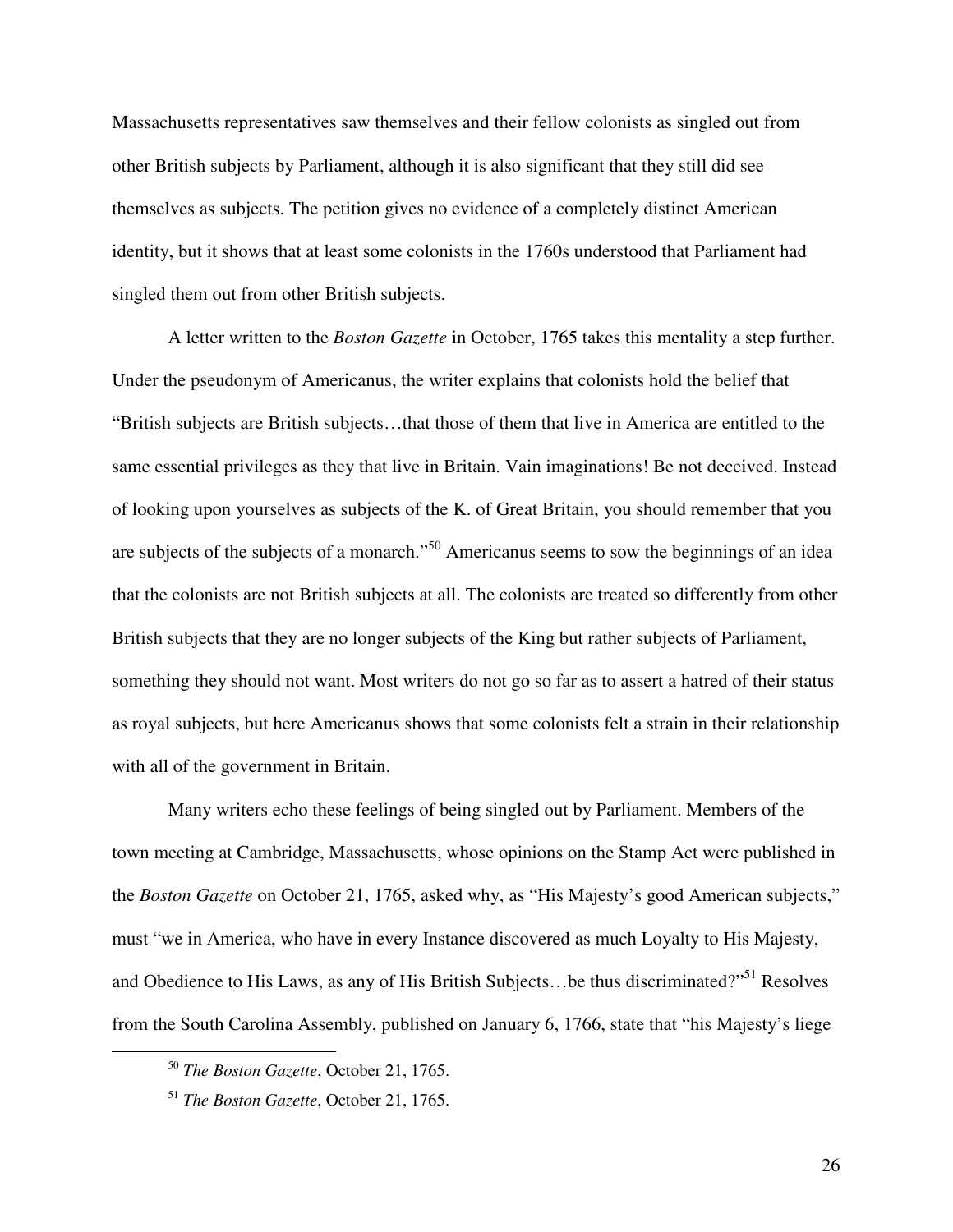Massachusetts representatives saw themselves and their fellow colonists as singled out from other British subjects by Parliament, although it is also significant that they still did see themselves as subjects. The petition gives no evidence of a completely distinct American identity, but it shows that at least some colonists in the 1760s understood that Parliament had singled them out from other British subjects.

A letter written to the *Boston Gazette* in October, 1765 takes this mentality a step further. Under the pseudonym of Americanus, the writer explains that colonists hold the belief that "British subjects are British subjects…that those of them that live in America are entitled to the same essential privileges as they that live in Britain. Vain imaginations! Be not deceived. Instead of looking upon yourselves as subjects of the K. of Great Britain, you should remember that you are subjects of the subjects of a monarch."[50] Americanus seems to sow the beginnings of an idea that the colonists are not British subjects at all. The colonists are treated so differently from other British subjects that they are no longer subjects of the King but rather subjects of Parliament, something they should not want. Most writers do not go so far as to assert a hatred of their status as royal subjects, but here Americanus shows that some colonists felt a strain in their relationship with all of the government in Britain.

Many writers echo these feelings of being singled out by Parliament. Members of the town meeting at Cambridge, Massachusetts, whose opinions on the Stamp Act were published in the *Boston Gazette* on October 21, 1765, asked why, as "His Majesty's good American subjects," must "we in America, who have in every Instance discovered as much Loyalty to His Majesty, and Obedience to His Laws, as any of His British Subjects…be thus discriminated?"[51] Resolves from the South Carolina Assembly, published on January 6, 1766, state that "his Majesty's liege

---

[50] *The Boston Gazette*, October 21, 1765.

[51] *The Boston Gazette*, October 21, 1765.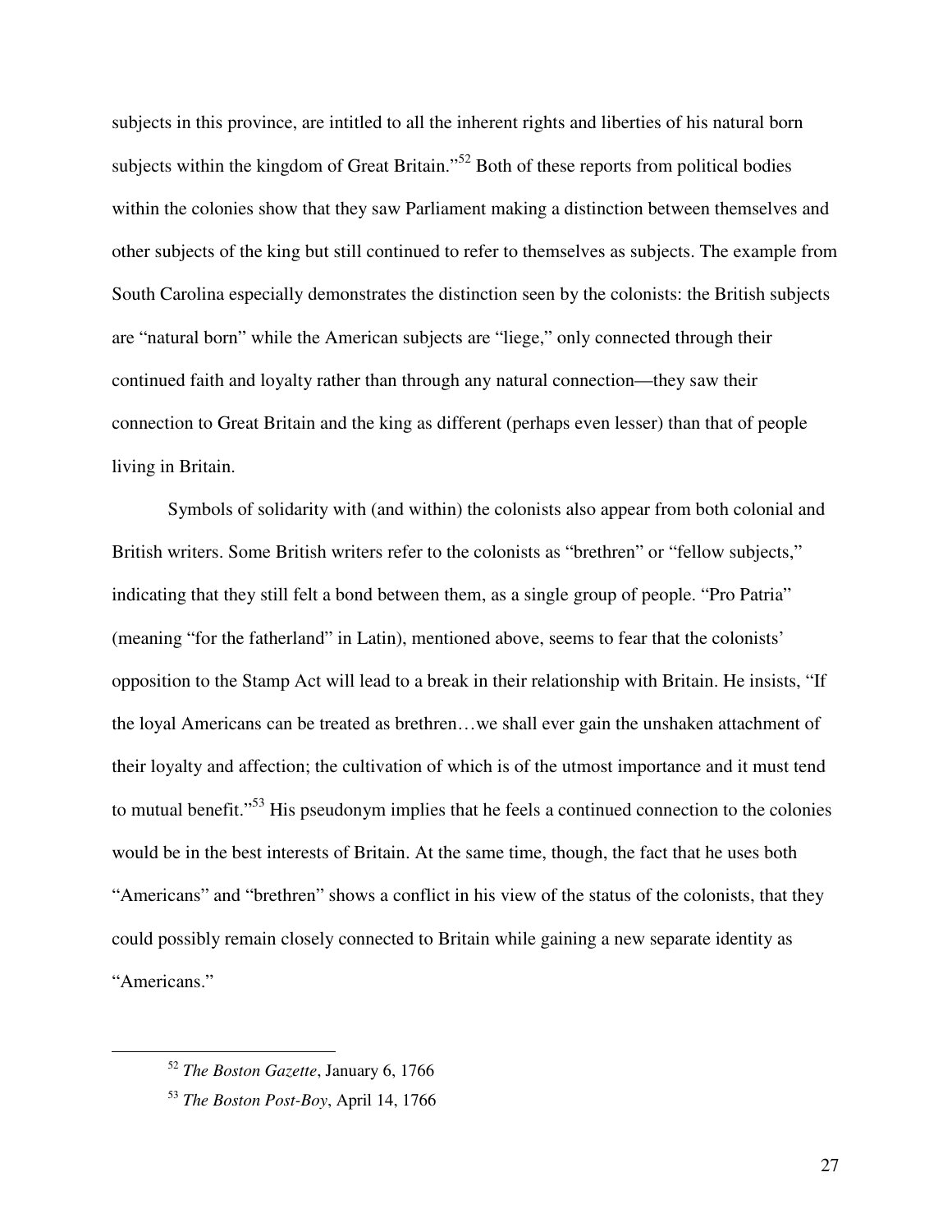subjects in this province, are intitled to all the inherent rights and liberties of his natural born subjects within the kingdom of Great Britain."[52] Both of these reports from political bodies within the colonies show that they saw Parliament making a distinction between themselves and other subjects of the king but still continued to refer to themselves as subjects. The example from South Carolina especially demonstrates the distinction seen by the colonists: the British subjects are "natural born" while the American subjects are "liege," only connected through their continued faith and loyalty rather than through any natural connection—they saw their connection to Great Britain and the king as different (perhaps even lesser) than that of people living in Britain.

Symbols of solidarity with (and within) the colonists also appear from both colonial and British writers. Some British writers refer to the colonists as "brethren" or "fellow subjects," indicating that they still felt a bond between them, as a single group of people. "Pro Patria" (meaning "for the fatherland" in Latin), mentioned above, seems to fear that the colonists' opposition to the Stamp Act will lead to a break in their relationship with Britain. He insists, "If the loyal Americans can be treated as brethren…we shall ever gain the unshaken attachment of their loyalty and affection; the cultivation of which is of the utmost importance and it must tend to mutual benefit."[53] His pseudonym implies that he feels a continued connection to the colonies would be in the best interests of Britain. At the same time, though, the fact that he uses both "Americans" and "brethren" shows a conflict in his view of the status of the colonists, that they could possibly remain closely connected to Britain while gaining a new separate identity as "Americans."

---

[52] *The Boston Gazette*, January 6, 1766

[53] *The Boston Post-Boy*, April 14, 1766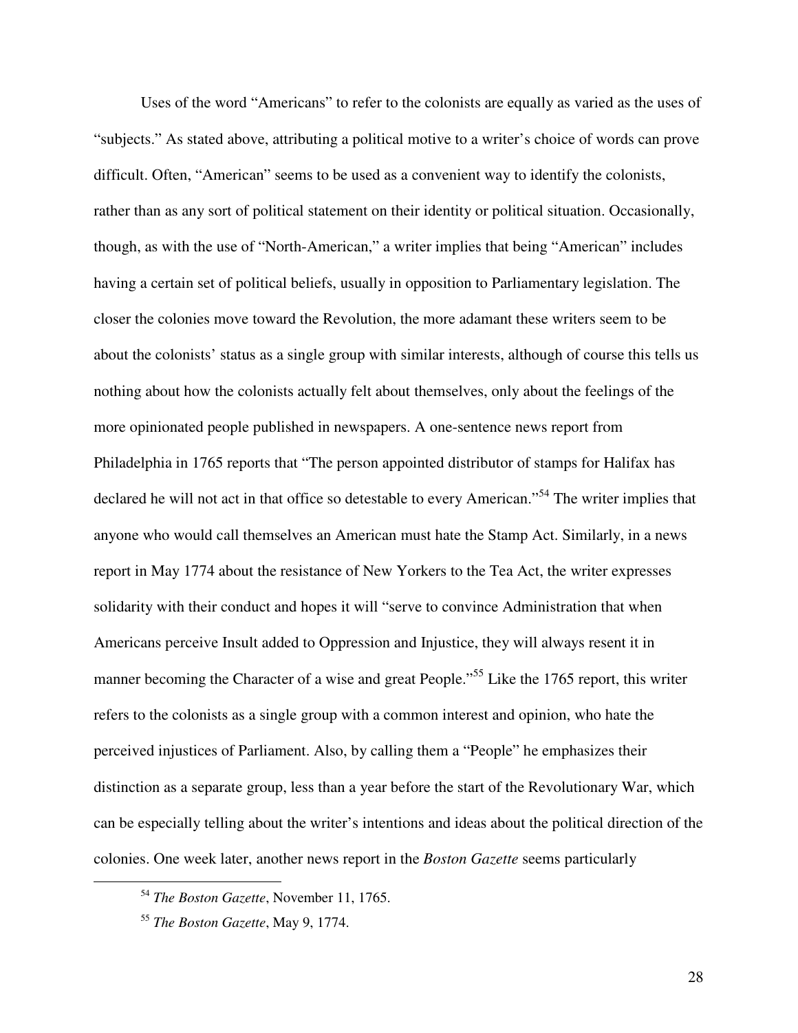Uses of the word "Americans" to refer to the colonists are equally as varied as the uses of "subjects." As stated above, attributing a political motive to a writer's choice of words can prove difficult. Often, "American" seems to be used as a convenient way to identify the colonists, rather than as any sort of political statement on their identity or political situation. Occasionally, though, as with the use of "North-American," a writer implies that being "American" includes having a certain set of political beliefs, usually in opposition to Parliamentary legislation. The closer the colonies move toward the Revolution, the more adamant these writers seem to be about the colonists' status as a single group with similar interests, although of course this tells us nothing about how the colonists actually felt about themselves, only about the feelings of the more opinionated people published in newspapers. A one-sentence news report from Philadelphia in 1765 reports that "The person appointed distributor of stamps for Halifax has declared he will not act in that office so detestable to every American."[54] The writer implies that anyone who would call themselves an American must hate the Stamp Act. Similarly, in a news report in May 1774 about the resistance of New Yorkers to the Tea Act, the writer expresses solidarity with their conduct and hopes it will "serve to convince Administration that when Americans perceive Insult added to Oppression and Injustice, they will always resent it in manner becoming the Character of a wise and great People."[55] Like the 1765 report, this writer refers to the colonists as a single group with a common interest and opinion, who hate the perceived injustices of Parliament. Also, by calling them a "People" he emphasizes their distinction as a separate group, less than a year before the start of the Revolutionary War, which can be especially telling about the writer's intentions and ideas about the political direction of the colonies. One week later, another news report in the *Boston Gazette* seems particularly

[54] *The Boston Gazette*, November 11, 1765.

[55] *The Boston Gazette*, May 9, 1774.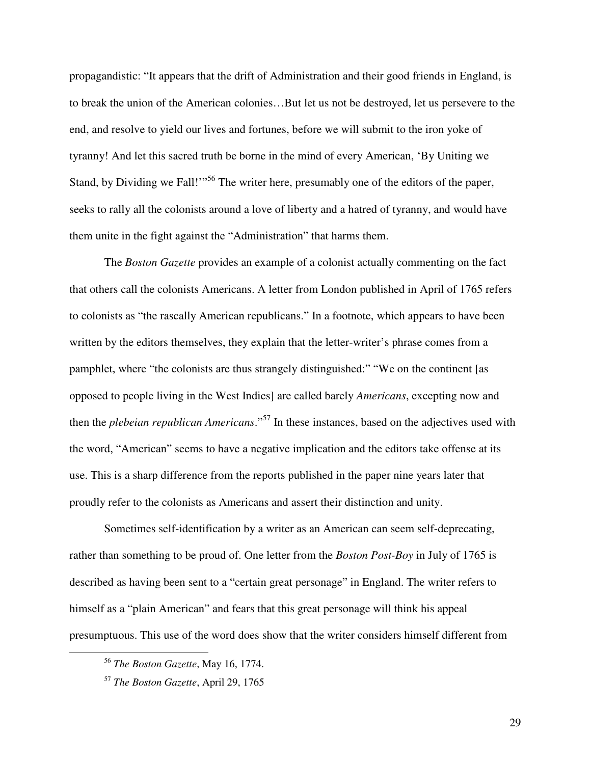propagandistic: "It appears that the drift of Administration and their good friends in England, is to break the union of the American colonies…But let us not be destroyed, let us persevere to the end, and resolve to yield our lives and fortunes, before we will submit to the iron yoke of tyranny! And let this sacred truth be borne in the mind of every American, 'By Uniting we Stand, by Dividing we Fall!'"[56] The writer here, presumably one of the editors of the paper, seeks to rally all the colonists around a love of liberty and a hatred of tyranny, and would have them unite in the fight against the "Administration" that harms them.

The *Boston Gazette* provides an example of a colonist actually commenting on the fact that others call the colonists Americans. A letter from London published in April of 1765 refers to colonists as "the rascally American republicans." In a footnote, which appears to have been written by the editors themselves, they explain that the letter-writer's phrase comes from a pamphlet, where "the colonists are thus strangely distinguished:" "We on the continent [as opposed to people living in the West Indies] are called barely *Americans*, excepting now and then the *plebeian republican Americans*."[57] In these instances, based on the adjectives used with the word, "American" seems to have a negative implication and the editors take offense at its use. This is a sharp difference from the reports published in the paper nine years later that proudly refer to the colonists as Americans and assert their distinction and unity.

Sometimes self-identification by a writer as an American can seem self-deprecating, rather than something to be proud of. One letter from the *Boston Post-Boy* in July of 1765 is described as having been sent to a "certain great personage" in England. The writer refers to himself as a "plain American" and fears that this great personage will think his appeal presumptuous. This use of the word does show that the writer considers himself different from

---

[56] *The Boston Gazette*, May 16, 1774.

[57] *The Boston Gazette*, April 29, 1765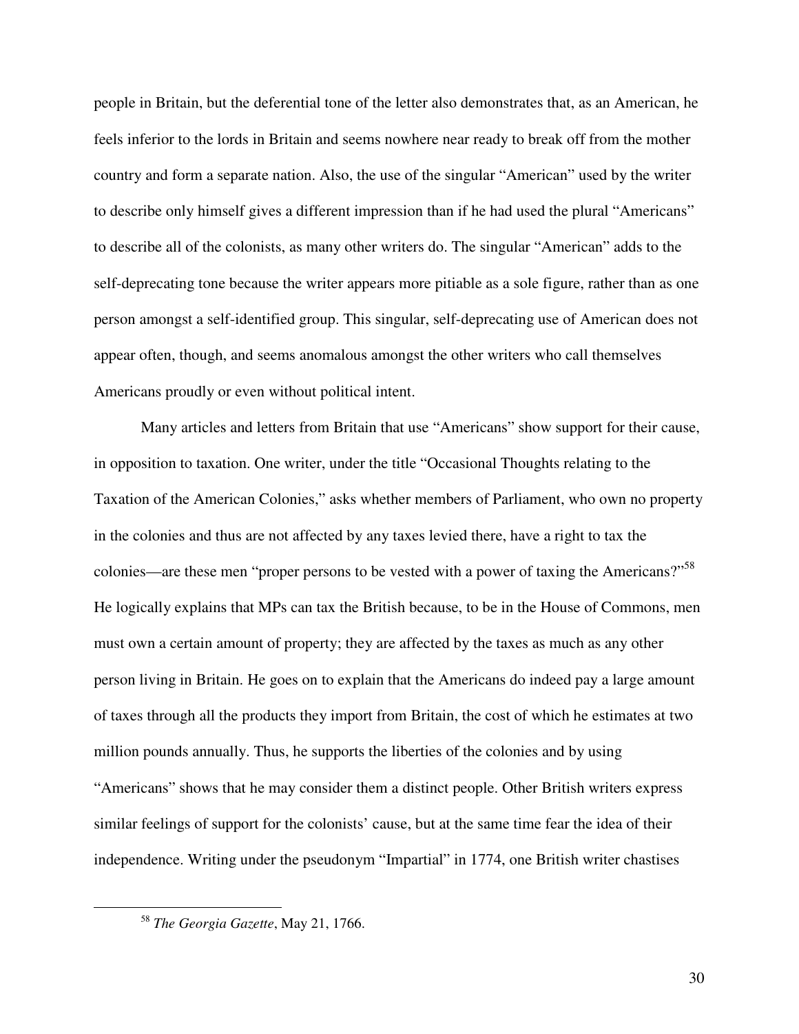people in Britain, but the deferential tone of the letter also demonstrates that, as an American, he feels inferior to the lords in Britain and seems nowhere near ready to break off from the mother country and form a separate nation. Also, the use of the singular "American" used by the writer to describe only himself gives a different impression than if he had used the plural "Americans" to describe all of the colonists, as many other writers do. The singular "American" adds to the self-deprecating tone because the writer appears more pitiable as a sole figure, rather than as one person amongst a self-identified group. This singular, self-deprecating use of American does not appear often, though, and seems anomalous amongst the other writers who call themselves Americans proudly or even without political intent.

Many articles and letters from Britain that use "Americans" show support for their cause, in opposition to taxation. One writer, under the title "Occasional Thoughts relating to the Taxation of the American Colonies," asks whether members of Parliament, who own no property in the colonies and thus are not affected by any taxes levied there, have a right to tax the colonies—are these men "proper persons to be vested with a power of taxing the Americans?"[58] He logically explains that MPs can tax the British because, to be in the House of Commons, men must own a certain amount of property; they are affected by the taxes as much as any other person living in Britain. He goes on to explain that the Americans do indeed pay a large amount of taxes through all the products they import from Britain, the cost of which he estimates at two million pounds annually. Thus, he supports the liberties of the colonies and by using "Americans" shows that he may consider them a distinct people. Other British writers express similar feelings of support for the colonists' cause, but at the same time fear the idea of their independence. Writing under the pseudonym "Impartial" in 1774, one British writer chastises

[58] *The Georgia Gazette*, May 21, 1766.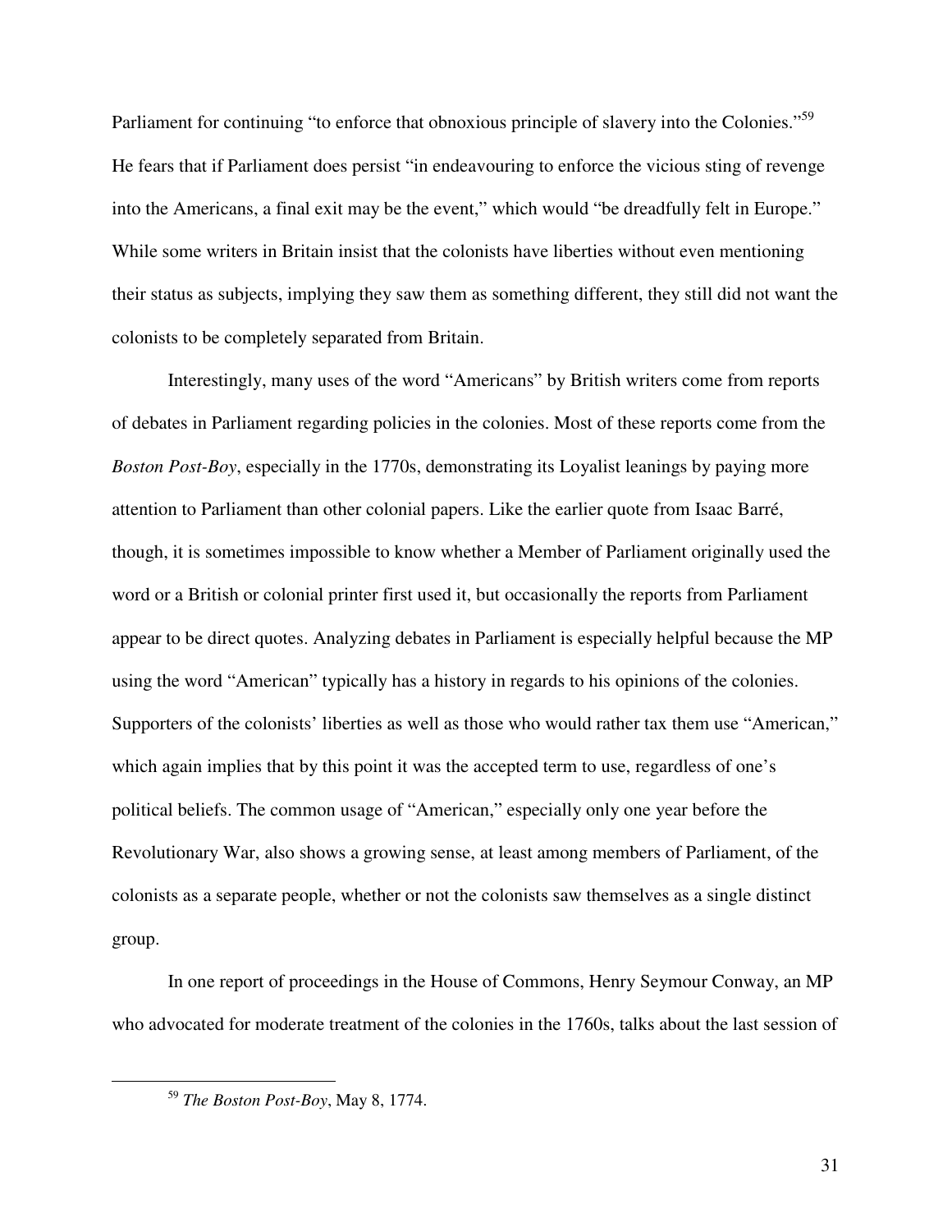Parliament for continuing "to enforce that obnoxious principle of slavery into the Colonies."[59] He fears that if Parliament does persist "in endeavouring to enforce the vicious sting of revenge into the Americans, a final exit may be the event," which would "be dreadfully felt in Europe." While some writers in Britain insist that the colonists have liberties without even mentioning their status as subjects, implying they saw them as something different, they still did not want the colonists to be completely separated from Britain.

Interestingly, many uses of the word "Americans" by British writers come from reports of debates in Parliament regarding policies in the colonies. Most of these reports come from the *Boston Post-Boy*, especially in the 1770s, demonstrating its Loyalist leanings by paying more attention to Parliament than other colonial papers. Like the earlier quote from Isaac Barré, though, it is sometimes impossible to know whether a Member of Parliament originally used the word or a British or colonial printer first used it, but occasionally the reports from Parliament appear to be direct quotes. Analyzing debates in Parliament is especially helpful because the MP using the word "American" typically has a history in regards to his opinions of the colonies. Supporters of the colonists' liberties as well as those who would rather tax them use "American," which again implies that by this point it was the accepted term to use, regardless of one's political beliefs. The common usage of "American," especially only one year before the Revolutionary War, also shows a growing sense, at least among members of Parliament, of the colonists as a separate people, whether or not the colonists saw themselves as a single distinct group.

In one report of proceedings in the House of Commons, Henry Seymour Conway, an MP who advocated for moderate treatment of the colonies in the 1760s, talks about the last session of

[59] *The Boston Post-Boy*, May 8, 1774.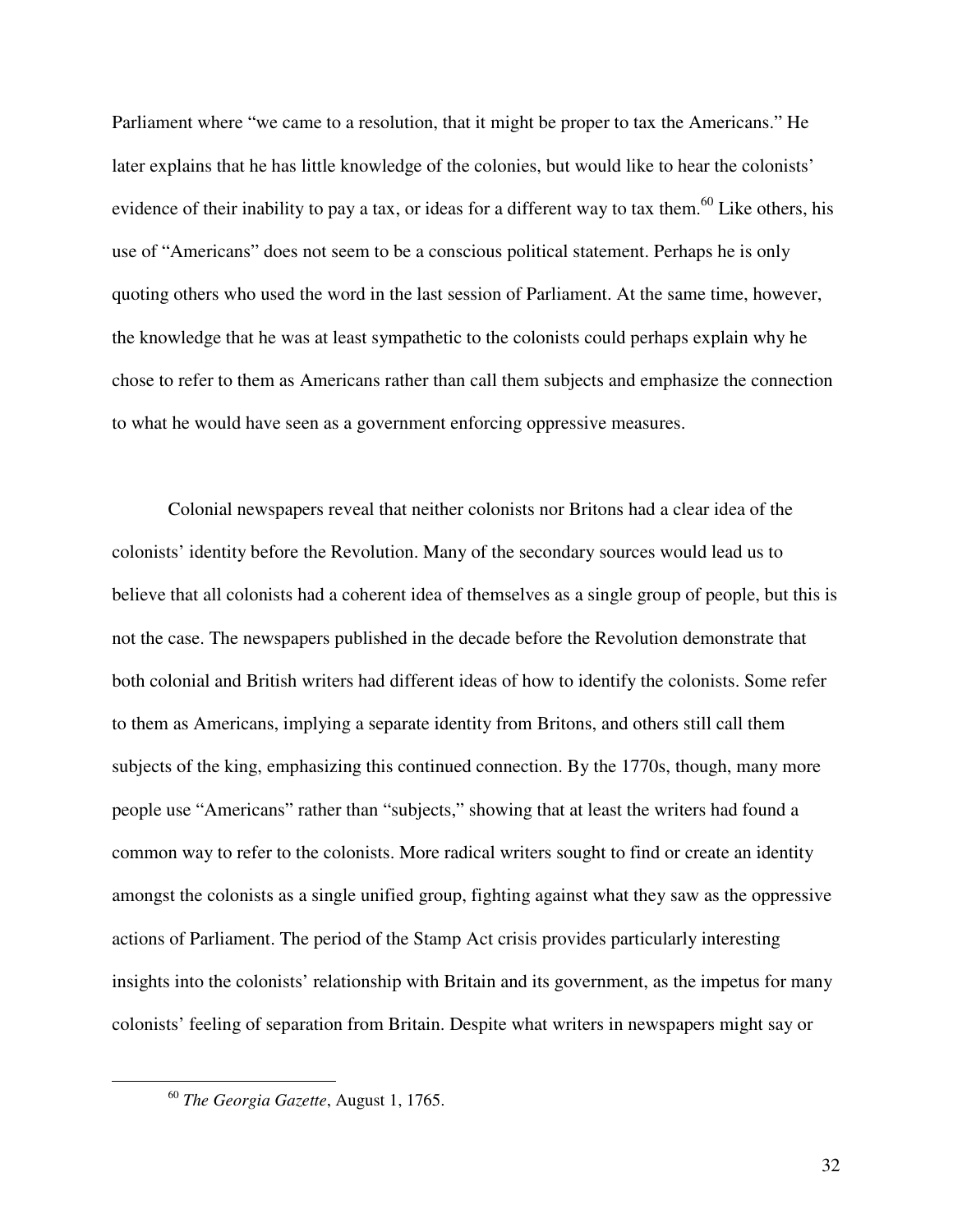Parliament where "we came to a resolution, that it might be proper to tax the Americans." He later explains that he has little knowledge of the colonies, but would like to hear the colonists' evidence of their inability to pay a tax, or ideas for a different way to tax them.[60] Like others, his use of "Americans" does not seem to be a conscious political statement. Perhaps he is only quoting others who used the word in the last session of Parliament. At the same time, however, the knowledge that he was at least sympathetic to the colonists could perhaps explain why he chose to refer to them as Americans rather than call them subjects and emphasize the connection to what he would have seen as a government enforcing oppressive measures.

Colonial newspapers reveal that neither colonists nor Britons had a clear idea of the colonists' identity before the Revolution. Many of the secondary sources would lead us to believe that all colonists had a coherent idea of themselves as a single group of people, but this is not the case. The newspapers published in the decade before the Revolution demonstrate that both colonial and British writers had different ideas of how to identify the colonists. Some refer to them as Americans, implying a separate identity from Britons, and others still call them subjects of the king, emphasizing this continued connection. By the 1770s, though, many more people use "Americans" rather than "subjects," showing that at least the writers had found a common way to refer to the colonists. More radical writers sought to find or create an identity amongst the colonists as a single unified group, fighting against what they saw as the oppressive actions of Parliament. The period of the Stamp Act crisis provides particularly interesting insights into the colonists' relationship with Britain and its government, as the impetus for many colonists' feeling of separation from Britain. Despite what writers in newspapers might say or

[60] *The Georgia Gazette*, August 1, 1765.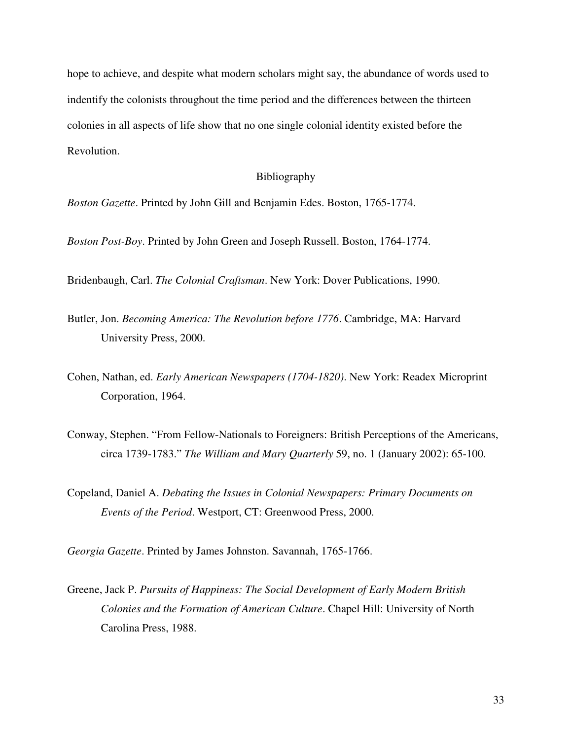hope to achieve, and despite what modern scholars might say, the abundance of words used to indentify the colonists throughout the time period and the differences between the thirteen colonies in all aspects of life show that no one single colonial identity existed before the Revolution.

## Bibliography

*Boston Gazette*. Printed by John Gill and Benjamin Edes. Boston, 1765-1774.

*Boston Post-Boy*. Printed by John Green and Joseph Russell. Boston, 1764-1774.

Bridenbaugh, Carl. *The Colonial Craftsman*. New York: Dover Publications, 1990.

Butler, Jon. *Becoming America: The Revolution before 1776*. Cambridge, MA: Harvard University Press, 2000.

Cohen, Nathan, ed. *Early American Newspapers (1704-1820)*. New York: Readex Microprint Corporation, 1964.

Conway, Stephen. "From Fellow-Nationals to Foreigners: British Perceptions of the Americans, circa 1739-1783." *The William and Mary Quarterly* 59, no. 1 (January 2002): 65-100.

Copeland, Daniel A. *Debating the Issues in Colonial Newspapers: Primary Documents on Events of the Period*. Westport, CT: Greenwood Press, 2000.

*Georgia Gazette*. Printed by James Johnston. Savannah, 1765-1766.

Greene, Jack P. *Pursuits of Happiness: The Social Development of Early Modern British Colonies and the Formation of American Culture*. Chapel Hill: University of North Carolina Press, 1988.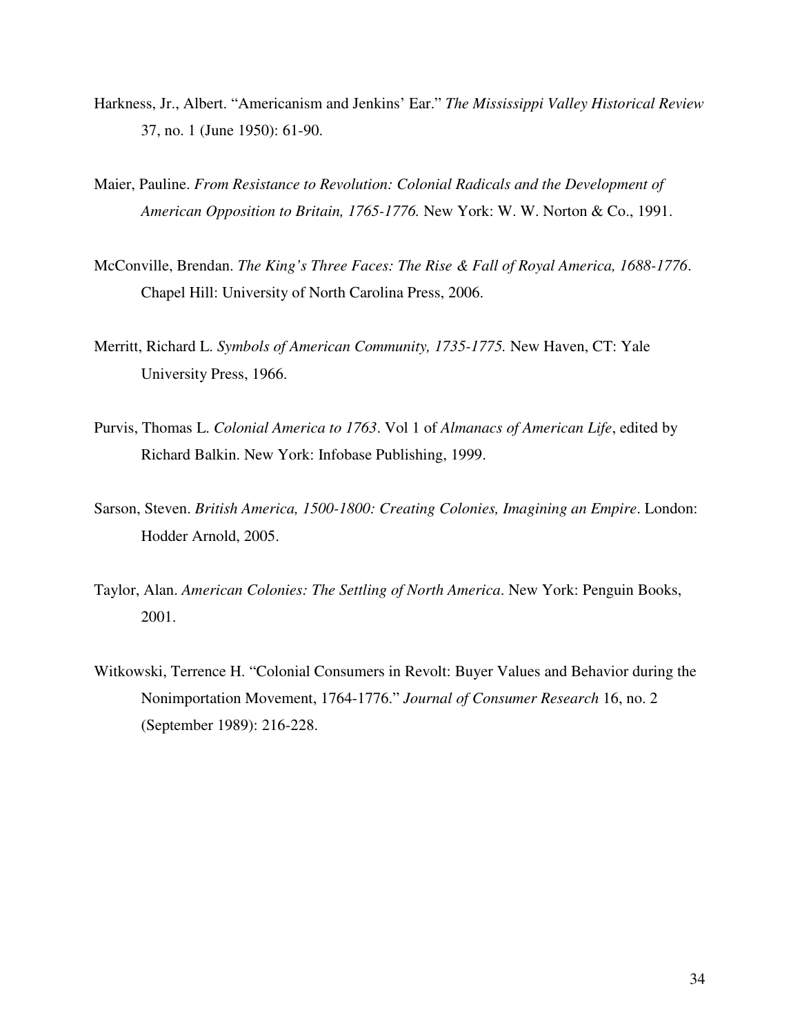Harkness, Jr., Albert. "Americanism and Jenkins' Ear." *The Mississippi Valley Historical Review* 37, no. 1 (June 1950): 61-90.

Maier, Pauline. *From Resistance to Revolution: Colonial Radicals and the Development of American Opposition to Britain, 1765-1776.* New York: W. W. Norton & Co., 1991.

McConville, Brendan. *The King's Three Faces: The Rise & Fall of Royal America, 1688-1776*. Chapel Hill: University of North Carolina Press, 2006.

Merritt, Richard L. *Symbols of American Community, 1735-1775.* New Haven, CT: Yale University Press, 1966.

Purvis, Thomas L. *Colonial America to 1763*. Vol 1 of *Almanacs of American Life*, edited by Richard Balkin. New York: Infobase Publishing, 1999.

Sarson, Steven. *British America, 1500-1800: Creating Colonies, Imagining an Empire*. London: Hodder Arnold, 2005.

Taylor, Alan. *American Colonies: The Settling of North America*. New York: Penguin Books, 2001.

Witkowski, Terrence H. "Colonial Consumers in Revolt: Buyer Values and Behavior during the Nonimportation Movement, 1764-1776." *Journal of Consumer Research* 16, no. 2 (September 1989): 216-228.